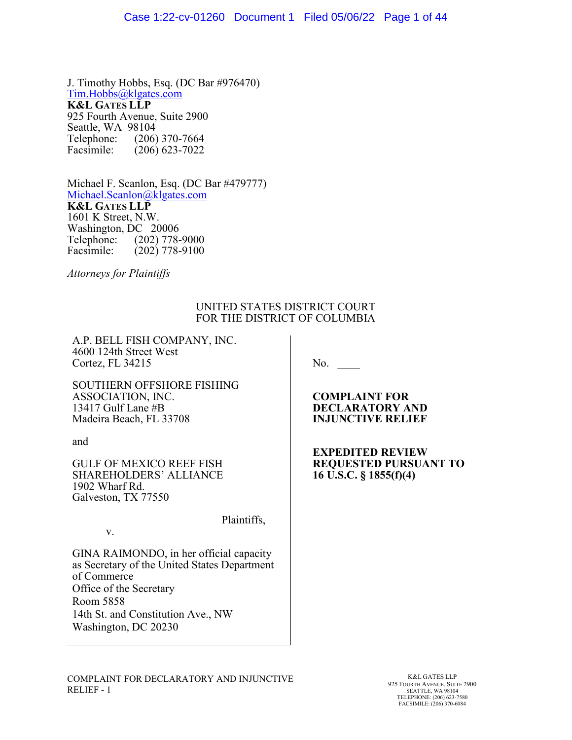J. Timothy Hobbs, Esq. (DC Bar #976470)
Tim.Hobbs@klgates.com
**K&L GATES LLP**
925 Fourth Avenue, Suite 2900
Seattle, WA 98104
Telephone: (206) 370-7664
Facsimile: (206) 623-7022

Michael F. Scanlon, Esq. (DC Bar #479777)
Michael.Scanlon@klgates.com
**K&L GATES LLP**
1601 K Street, N.W.
Washington, DC 20006
Telephone: (202) 778-9000
Facsimile: (202) 778-9100

*Attorneys for Plaintiffs*

UNITED STATES DISTRICT COURT
FOR THE DISTRICT OF COLUMBIA

A.P. BELL FISH COMPANY, INC.
4600 124th Street West
Cortez, FL 34215

SOUTHERN OFFSHORE FISHING ASSOCIATION, INC.
13417 Gulf Lane #B
Madeira Beach, FL 33708

and

GULF OF MEXICO REEF FISH SHAREHOLDERS' ALLIANCE
1902 Wharf Rd.
Galveston, TX 77550

Plaintiffs,

v.

GINA RAIMONDO, in her official capacity as Secretary of the United States Department of Commerce
Office of the Secretary
Room 5858
14th St. and Constitution Ave., NW
Washington, DC 20230

No. ____

**COMPLAINT FOR DECLARATORY AND INJUNCTIVE RELIEF**

**EXPEDITED REVIEW REQUESTED PURSUANT TO 16 U.S.C. § 1855(f)(4)**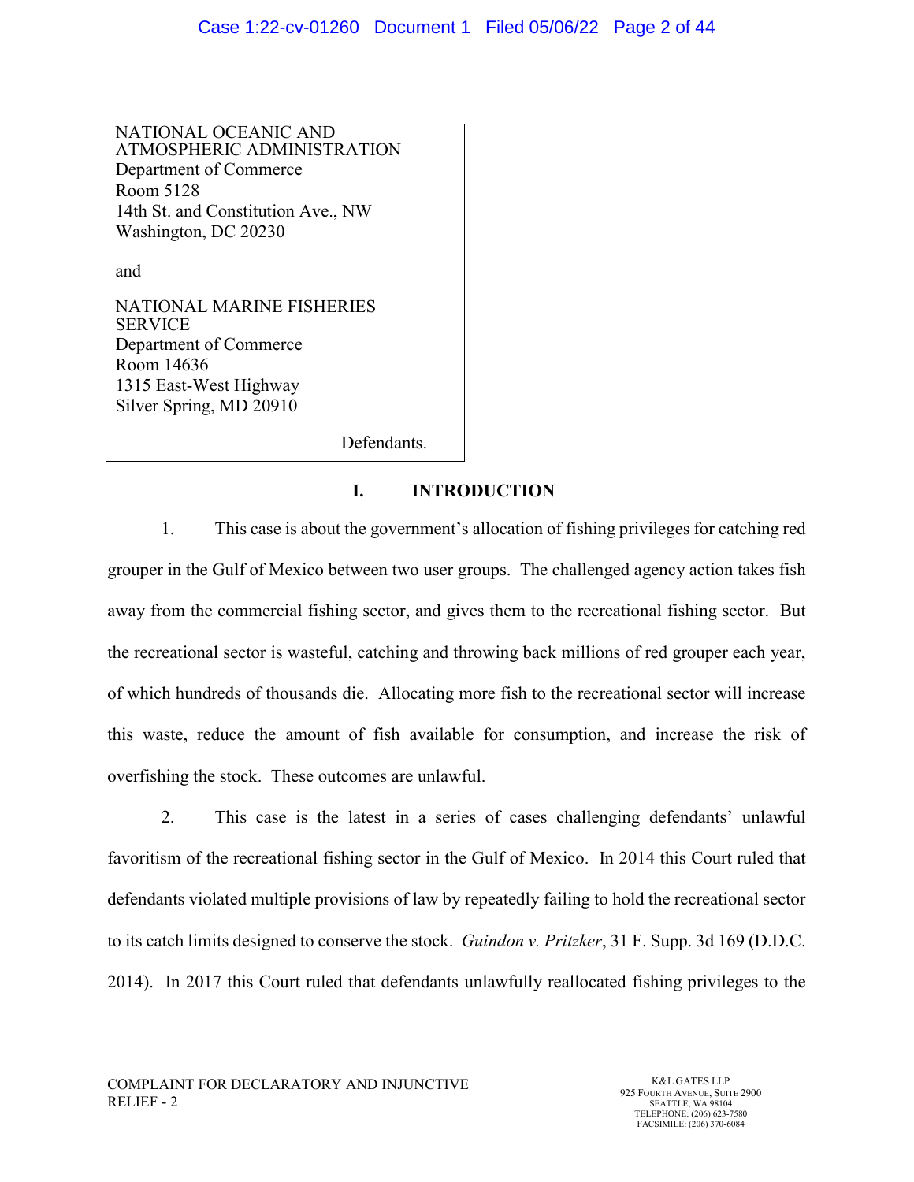NATIONAL OCEANIC AND ATMOSPHERIC ADMINISTRATION
Department of Commerce
Room 5128
14th St. and Constitution Ave., NW
Washington, DC 20230

and

NATIONAL MARINE FISHERIES SERVICE
Department of Commerce
Room 14636
1315 East-West Highway
Silver Spring, MD 20910

Defendants.

## I. INTRODUCTION

1. This case is about the government's allocation of fishing privileges for catching red grouper in the Gulf of Mexico between two user groups. The challenged agency action takes fish away from the commercial fishing sector, and gives them to the recreational fishing sector. But the recreational sector is wasteful, catching and throwing back millions of red grouper each year, of which hundreds of thousands die. Allocating more fish to the recreational sector will increase this waste, reduce the amount of fish available for consumption, and increase the risk of overfishing the stock. These outcomes are unlawful.

2. This case is the latest in a series of cases challenging defendants' unlawful favoritism of the recreational fishing sector in the Gulf of Mexico. In 2014 this Court ruled that defendants violated multiple provisions of law by repeatedly failing to hold the recreational sector to its catch limits designed to conserve the stock. *Guindon v. Pritzker*, 31 F. Supp. 3d 169 (D.D.C. 2014). In 2017 this Court ruled that defendants unlawfully reallocated fishing privileges to the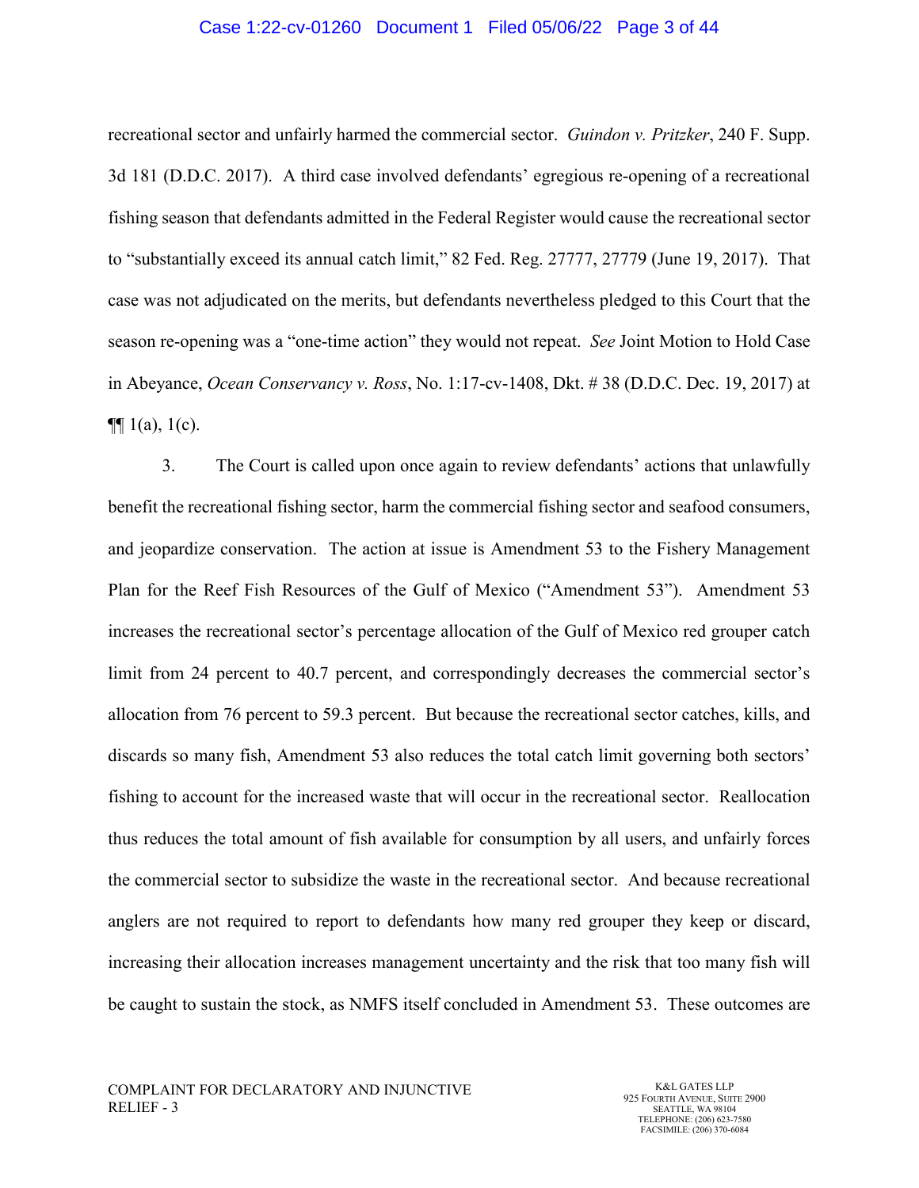recreational sector and unfairly harmed the commercial sector. *Guindon v. Pritzker*, 240 F. Supp. 3d 181 (D.D.C. 2017). A third case involved defendants' egregious re-opening of a recreational fishing season that defendants admitted in the Federal Register would cause the recreational sector to "substantially exceed its annual catch limit," 82 Fed. Reg. 27777, 27779 (June 19, 2017). That case was not adjudicated on the merits, but defendants nevertheless pledged to this Court that the season re-opening was a "one-time action" they would not repeat. *See* Joint Motion to Hold Case in Abeyance, *Ocean Conservancy v. Ross*, No. 1:17-cv-1408, Dkt. # 38 (D.D.C. Dec. 19, 2017) at ¶¶ 1(a), 1(c).

3. The Court is called upon once again to review defendants' actions that unlawfully benefit the recreational fishing sector, harm the commercial fishing sector and seafood consumers, and jeopardize conservation. The action at issue is Amendment 53 to the Fishery Management Plan for the Reef Fish Resources of the Gulf of Mexico ("Amendment 53"). Amendment 53 increases the recreational sector's percentage allocation of the Gulf of Mexico red grouper catch limit from 24 percent to 40.7 percent, and correspondingly decreases the commercial sector's allocation from 76 percent to 59.3 percent. But because the recreational sector catches, kills, and discards so many fish, Amendment 53 also reduces the total catch limit governing both sectors' fishing to account for the increased waste that will occur in the recreational sector. Reallocation thus reduces the total amount of fish available for consumption by all users, and unfairly forces the commercial sector to subsidize the waste in the recreational sector. And because recreational anglers are not required to report to defendants how many red grouper they keep or discard, increasing their allocation increases management uncertainty and the risk that too many fish will be caught to sustain the stock, as NMFS itself concluded in Amendment 53. These outcomes are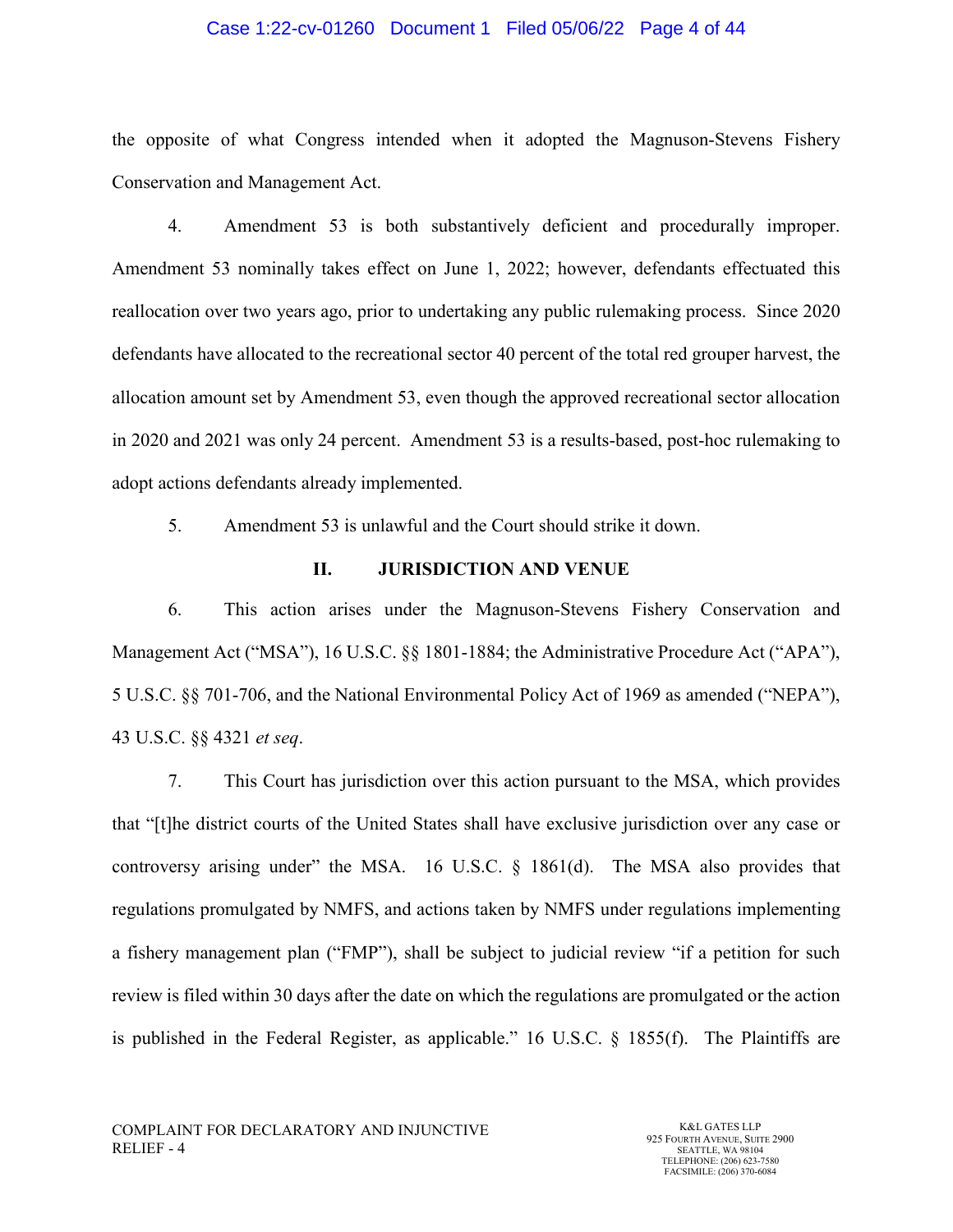the opposite of what Congress intended when it adopted the Magnuson-Stevens Fishery Conservation and Management Act.

4. Amendment 53 is both substantively deficient and procedurally improper. Amendment 53 nominally takes effect on June 1, 2022; however, defendants effectuated this reallocation over two years ago, prior to undertaking any public rulemaking process. Since 2020 defendants have allocated to the recreational sector 40 percent of the total red grouper harvest, the allocation amount set by Amendment 53, even though the approved recreational sector allocation in 2020 and 2021 was only 24 percent. Amendment 53 is a results-based, post-hoc rulemaking to adopt actions defendants already implemented.

5. Amendment 53 is unlawful and the Court should strike it down.

## II. JURISDICTION AND VENUE

6. This action arises under the Magnuson-Stevens Fishery Conservation and Management Act ("MSA"), 16 U.S.C. §§ 1801-1884; the Administrative Procedure Act ("APA"), 5 U.S.C. §§ 701-706, and the National Environmental Policy Act of 1969 as amended ("NEPA"), 43 U.S.C. §§ 4321 *et seq*.

7. This Court has jurisdiction over this action pursuant to the MSA, which provides that "[t]he district courts of the United States shall have exclusive jurisdiction over any case or controversy arising under" the MSA. 16 U.S.C. § 1861(d). The MSA also provides that regulations promulgated by NMFS, and actions taken by NMFS under regulations implementing a fishery management plan ("FMP"), shall be subject to judicial review "if a petition for such review is filed within 30 days after the date on which the regulations are promulgated or the action is published in the Federal Register, as applicable." 16 U.S.C. § 1855(f). The Plaintiffs are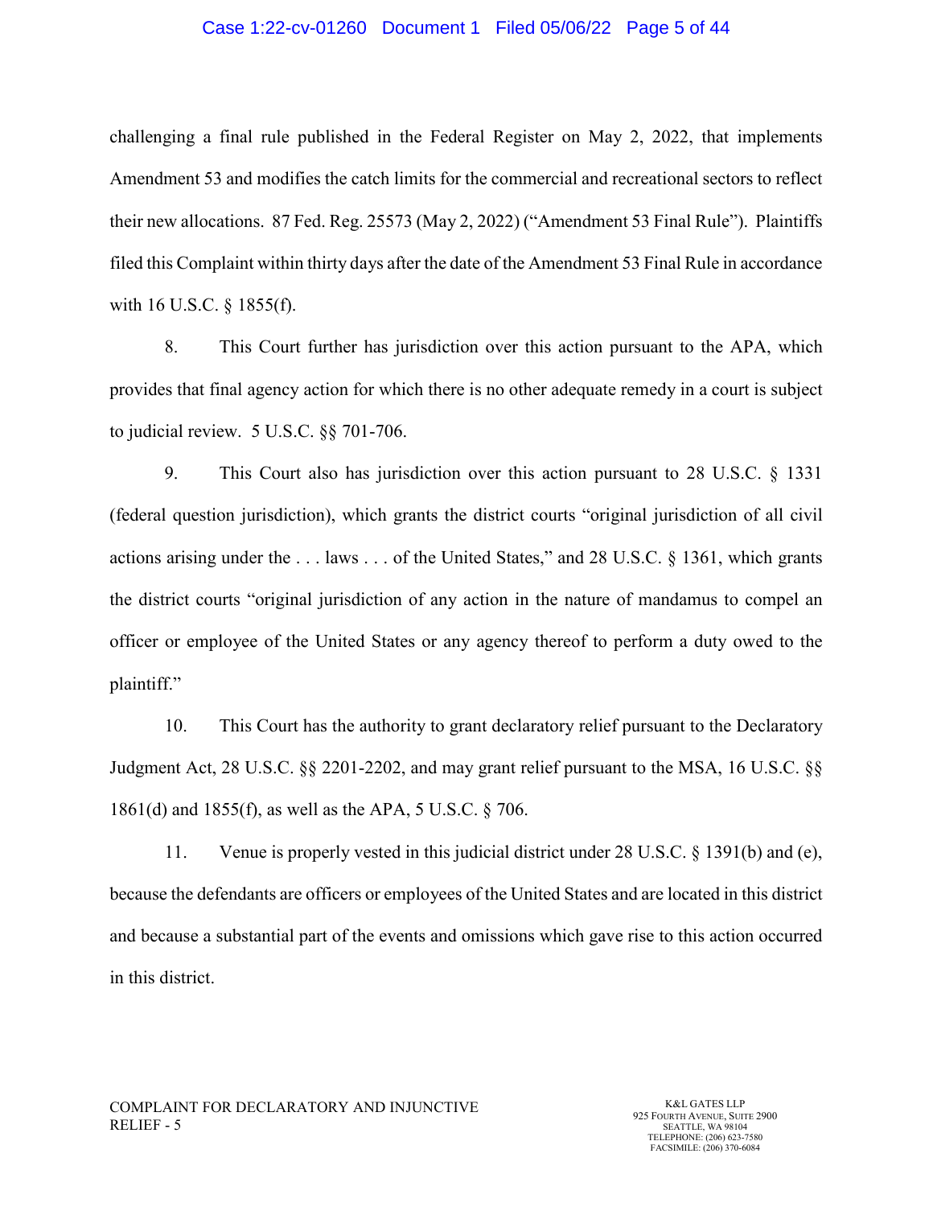challenging a final rule published in the Federal Register on May 2, 2022, that implements Amendment 53 and modifies the catch limits for the commercial and recreational sectors to reflect their new allocations. 87 Fed. Reg. 25573 (May 2, 2022) ("Amendment 53 Final Rule"). Plaintiffs filed this Complaint within thirty days after the date of the Amendment 53 Final Rule in accordance with 16 U.S.C. § 1855(f).

8. This Court further has jurisdiction over this action pursuant to the APA, which provides that final agency action for which there is no other adequate remedy in a court is subject to judicial review. 5 U.S.C. §§ 701-706.

9. This Court also has jurisdiction over this action pursuant to 28 U.S.C. § 1331 (federal question jurisdiction), which grants the district courts "original jurisdiction of all civil actions arising under the . . . laws . . . of the United States," and 28 U.S.C. § 1361, which grants the district courts "original jurisdiction of any action in the nature of mandamus to compel an officer or employee of the United States or any agency thereof to perform a duty owed to the plaintiff."

10. This Court has the authority to grant declaratory relief pursuant to the Declaratory Judgment Act, 28 U.S.C. §§ 2201-2202, and may grant relief pursuant to the MSA, 16 U.S.C. §§ 1861(d) and 1855(f), as well as the APA, 5 U.S.C. § 706.

11. Venue is properly vested in this judicial district under 28 U.S.C. § 1391(b) and (e), because the defendants are officers or employees of the United States and are located in this district and because a substantial part of the events and omissions which gave rise to this action occurred in this district.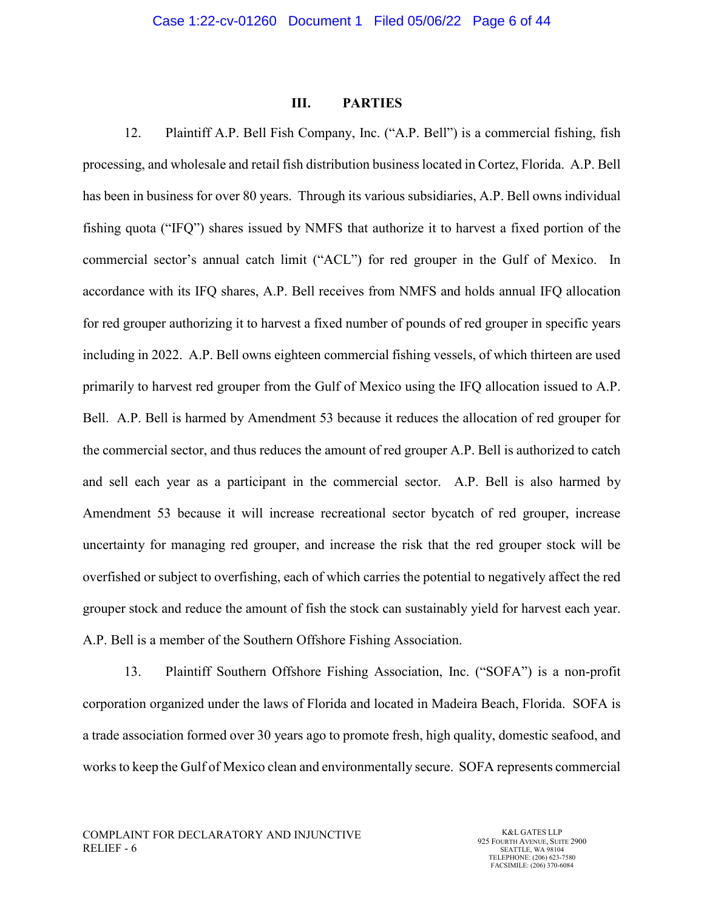## III. PARTIES

12. Plaintiff A.P. Bell Fish Company, Inc. ("A.P. Bell") is a commercial fishing, fish processing, and wholesale and retail fish distribution business located in Cortez, Florida. A.P. Bell has been in business for over 80 years. Through its various subsidiaries, A.P. Bell owns individual fishing quota ("IFQ") shares issued by NMFS that authorize it to harvest a fixed portion of the commercial sector's annual catch limit ("ACL") for red grouper in the Gulf of Mexico. In accordance with its IFQ shares, A.P. Bell receives from NMFS and holds annual IFQ allocation for red grouper authorizing it to harvest a fixed number of pounds of red grouper in specific years including in 2022. A.P. Bell owns eighteen commercial fishing vessels, of which thirteen are used primarily to harvest red grouper from the Gulf of Mexico using the IFQ allocation issued to A.P. Bell. A.P. Bell is harmed by Amendment 53 because it reduces the allocation of red grouper for the commercial sector, and thus reduces the amount of red grouper A.P. Bell is authorized to catch and sell each year as a participant in the commercial sector. A.P. Bell is also harmed by Amendment 53 because it will increase recreational sector bycatch of red grouper, increase uncertainty for managing red grouper, and increase the risk that the red grouper stock will be overfished or subject to overfishing, each of which carries the potential to negatively affect the red grouper stock and reduce the amount of fish the stock can sustainably yield for harvest each year. A.P. Bell is a member of the Southern Offshore Fishing Association.

13. Plaintiff Southern Offshore Fishing Association, Inc. ("SOFA") is a non-profit corporation organized under the laws of Florida and located in Madeira Beach, Florida. SOFA is a trade association formed over 30 years ago to promote fresh, high quality, domestic seafood, and works to keep the Gulf of Mexico clean and environmentally secure. SOFA represents commercial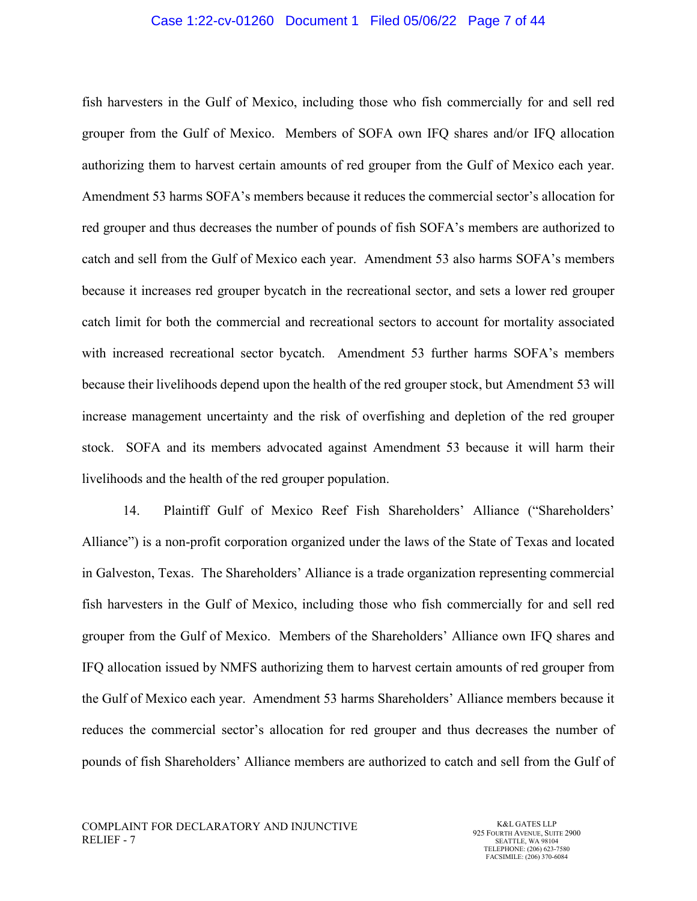fish harvesters in the Gulf of Mexico, including those who fish commercially for and sell red grouper from the Gulf of Mexico. Members of SOFA own IFQ shares and/or IFQ allocation authorizing them to harvest certain amounts of red grouper from the Gulf of Mexico each year. Amendment 53 harms SOFA's members because it reduces the commercial sector's allocation for red grouper and thus decreases the number of pounds of fish SOFA's members are authorized to catch and sell from the Gulf of Mexico each year. Amendment 53 also harms SOFA's members because it increases red grouper bycatch in the recreational sector, and sets a lower red grouper catch limit for both the commercial and recreational sectors to account for mortality associated with increased recreational sector bycatch. Amendment 53 further harms SOFA's members because their livelihoods depend upon the health of the red grouper stock, but Amendment 53 will increase management uncertainty and the risk of overfishing and depletion of the red grouper stock. SOFA and its members advocated against Amendment 53 because it will harm their livelihoods and the health of the red grouper population.

14. Plaintiff Gulf of Mexico Reef Fish Shareholders' Alliance ("Shareholders' Alliance") is a non-profit corporation organized under the laws of the State of Texas and located in Galveston, Texas. The Shareholders' Alliance is a trade organization representing commercial fish harvesters in the Gulf of Mexico, including those who fish commercially for and sell red grouper from the Gulf of Mexico. Members of the Shareholders' Alliance own IFQ shares and IFQ allocation issued by NMFS authorizing them to harvest certain amounts of red grouper from the Gulf of Mexico each year. Amendment 53 harms Shareholders' Alliance members because it reduces the commercial sector's allocation for red grouper and thus decreases the number of pounds of fish Shareholders' Alliance members are authorized to catch and sell from the Gulf of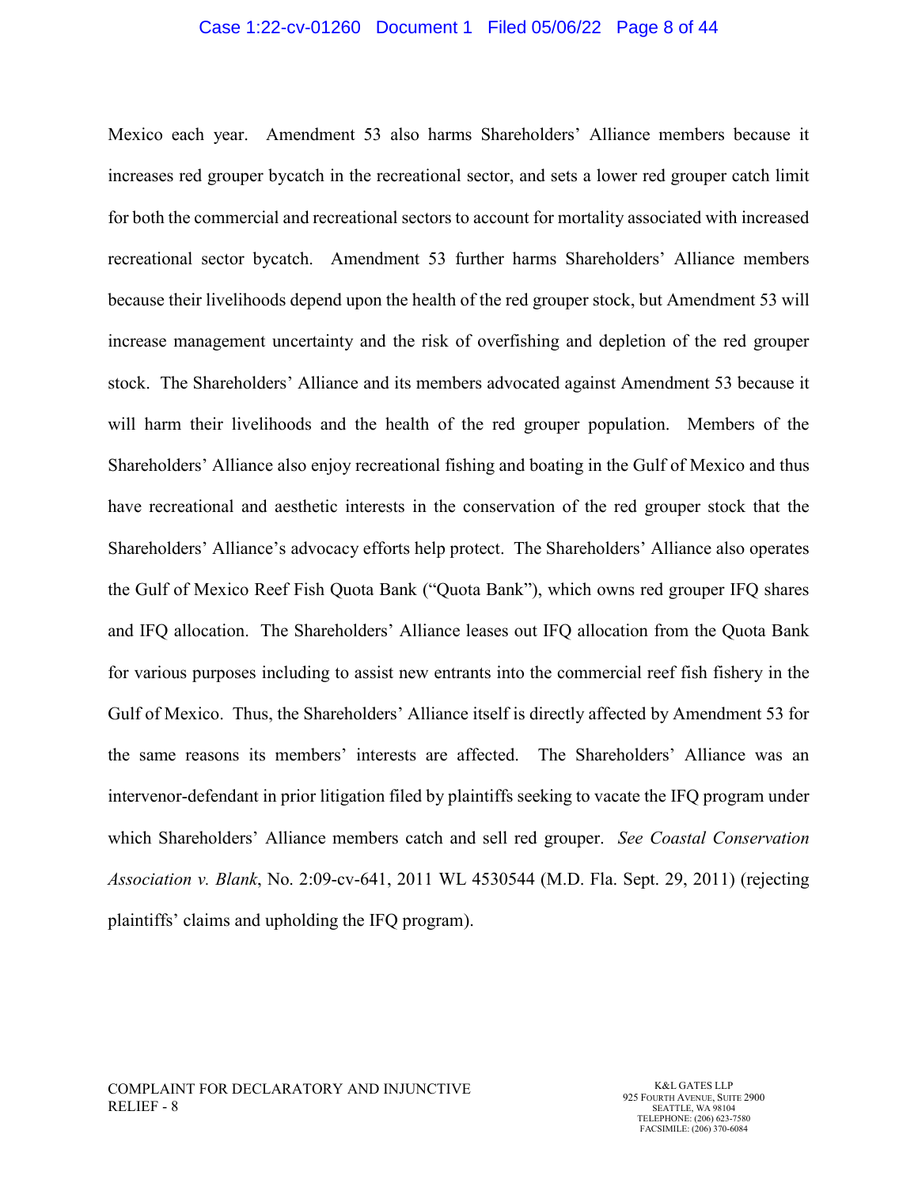Mexico each year. Amendment 53 also harms Shareholders' Alliance members because it increases red grouper bycatch in the recreational sector, and sets a lower red grouper catch limit for both the commercial and recreational sectors to account for mortality associated with increased recreational sector bycatch. Amendment 53 further harms Shareholders' Alliance members because their livelihoods depend upon the health of the red grouper stock, but Amendment 53 will increase management uncertainty and the risk of overfishing and depletion of the red grouper stock. The Shareholders' Alliance and its members advocated against Amendment 53 because it will harm their livelihoods and the health of the red grouper population. Members of the Shareholders' Alliance also enjoy recreational fishing and boating in the Gulf of Mexico and thus have recreational and aesthetic interests in the conservation of the red grouper stock that the Shareholders' Alliance's advocacy efforts help protect. The Shareholders' Alliance also operates the Gulf of Mexico Reef Fish Quota Bank ("Quota Bank"), which owns red grouper IFQ shares and IFQ allocation. The Shareholders' Alliance leases out IFQ allocation from the Quota Bank for various purposes including to assist new entrants into the commercial reef fish fishery in the Gulf of Mexico. Thus, the Shareholders' Alliance itself is directly affected by Amendment 53 for the same reasons its members' interests are affected. The Shareholders' Alliance was an intervenor-defendant in prior litigation filed by plaintiffs seeking to vacate the IFQ program under which Shareholders' Alliance members catch and sell red grouper. *See Coastal Conservation Association v. Blank*, No. 2:09-cv-641, 2011 WL 4530544 (M.D. Fla. Sept. 29, 2011) (rejecting plaintiffs' claims and upholding the IFQ program).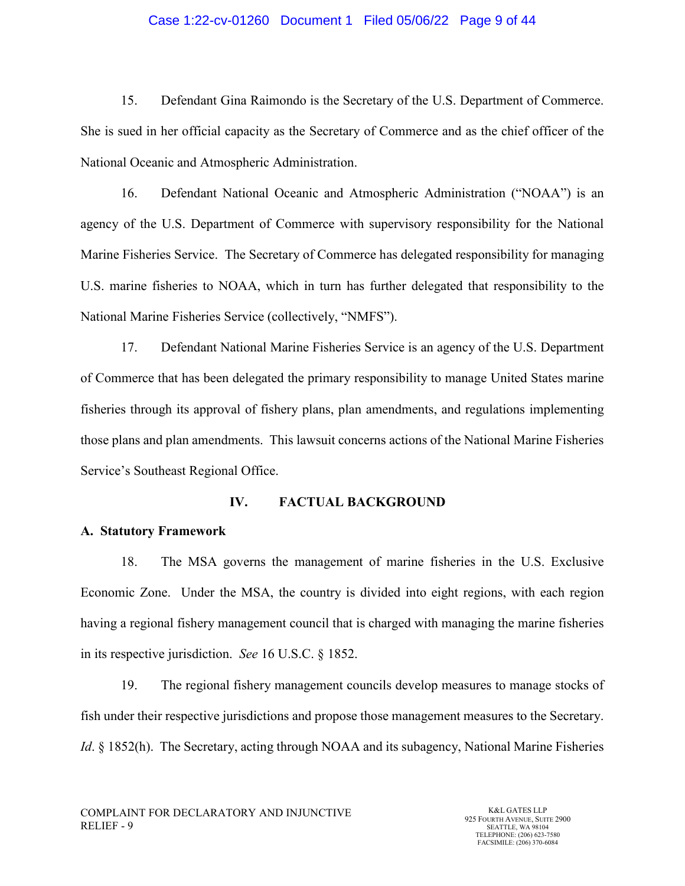15. Defendant Gina Raimondo is the Secretary of the U.S. Department of Commerce. She is sued in her official capacity as the Secretary of Commerce and as the chief officer of the National Oceanic and Atmospheric Administration.

16. Defendant National Oceanic and Atmospheric Administration ("NOAA") is an agency of the U.S. Department of Commerce with supervisory responsibility for the National Marine Fisheries Service. The Secretary of Commerce has delegated responsibility for managing U.S. marine fisheries to NOAA, which in turn has further delegated that responsibility to the National Marine Fisheries Service (collectively, "NMFS").

17. Defendant National Marine Fisheries Service is an agency of the U.S. Department of Commerce that has been delegated the primary responsibility to manage United States marine fisheries through its approval of fishery plans, plan amendments, and regulations implementing those plans and plan amendments. This lawsuit concerns actions of the National Marine Fisheries Service's Southeast Regional Office.

## IV. FACTUAL BACKGROUND

### A. Statutory Framework

18. The MSA governs the management of marine fisheries in the U.S. Exclusive Economic Zone. Under the MSA, the country is divided into eight regions, with each region having a regional fishery management council that is charged with managing the marine fisheries in its respective jurisdiction. *See* 16 U.S.C. § 1852.

19. The regional fishery management councils develop measures to manage stocks of fish under their respective jurisdictions and propose those management measures to the Secretary. *Id*. § 1852(h). The Secretary, acting through NOAA and its subagency, National Marine Fisheries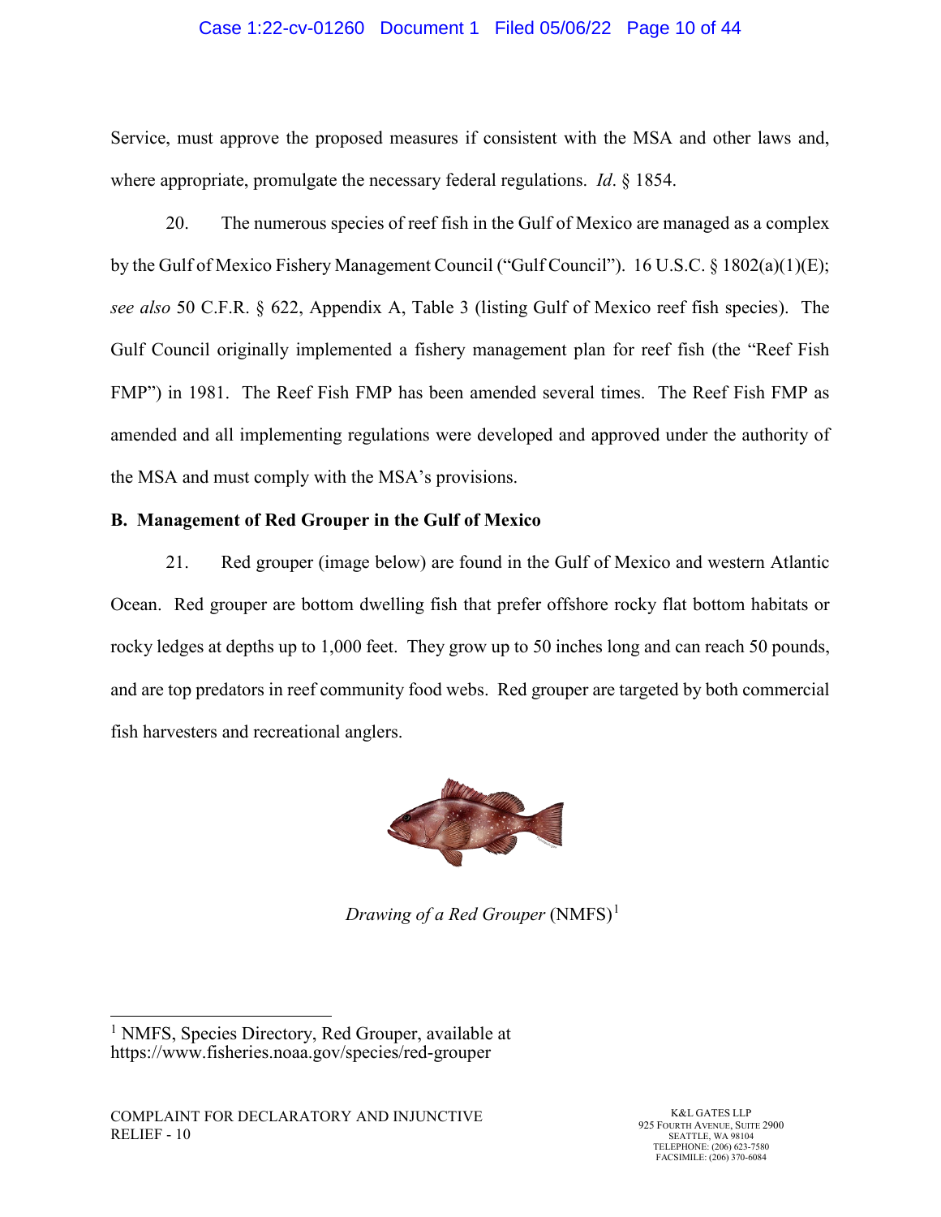Service, must approve the proposed measures if consistent with the MSA and other laws and, where appropriate, promulgate the necessary federal regulations. *Id*. § 1854.

20. The numerous species of reef fish in the Gulf of Mexico are managed as a complex by the Gulf of Mexico Fishery Management Council ("Gulf Council"). 16 U.S.C. § 1802(a)(1)(E); *see also* 50 C.F.R. § 622, Appendix A, Table 3 (listing Gulf of Mexico reef fish species). The Gulf Council originally implemented a fishery management plan for reef fish (the "Reef Fish FMP") in 1981. The Reef Fish FMP has been amended several times. The Reef Fish FMP as amended and all implementing regulations were developed and approved under the authority of the MSA and must comply with the MSA's provisions.

**B. Management of Red Grouper in the Gulf of Mexico**

21. Red grouper (image below) are found in the Gulf of Mexico and western Atlantic Ocean. Red grouper are bottom dwelling fish that prefer offshore rocky flat bottom habitats or rocky ledges at depths up to 1,000 feet. They grow up to 50 inches long and can reach 50 pounds, and are top predators in reef community food webs. Red grouper are targeted by both commercial fish harvesters and recreational anglers.

*Drawing of a Red Grouper* (NMFS)[1]

---

[1] NMFS, Species Directory, Red Grouper, available at https://www.fisheries.noaa.gov/species/red-grouper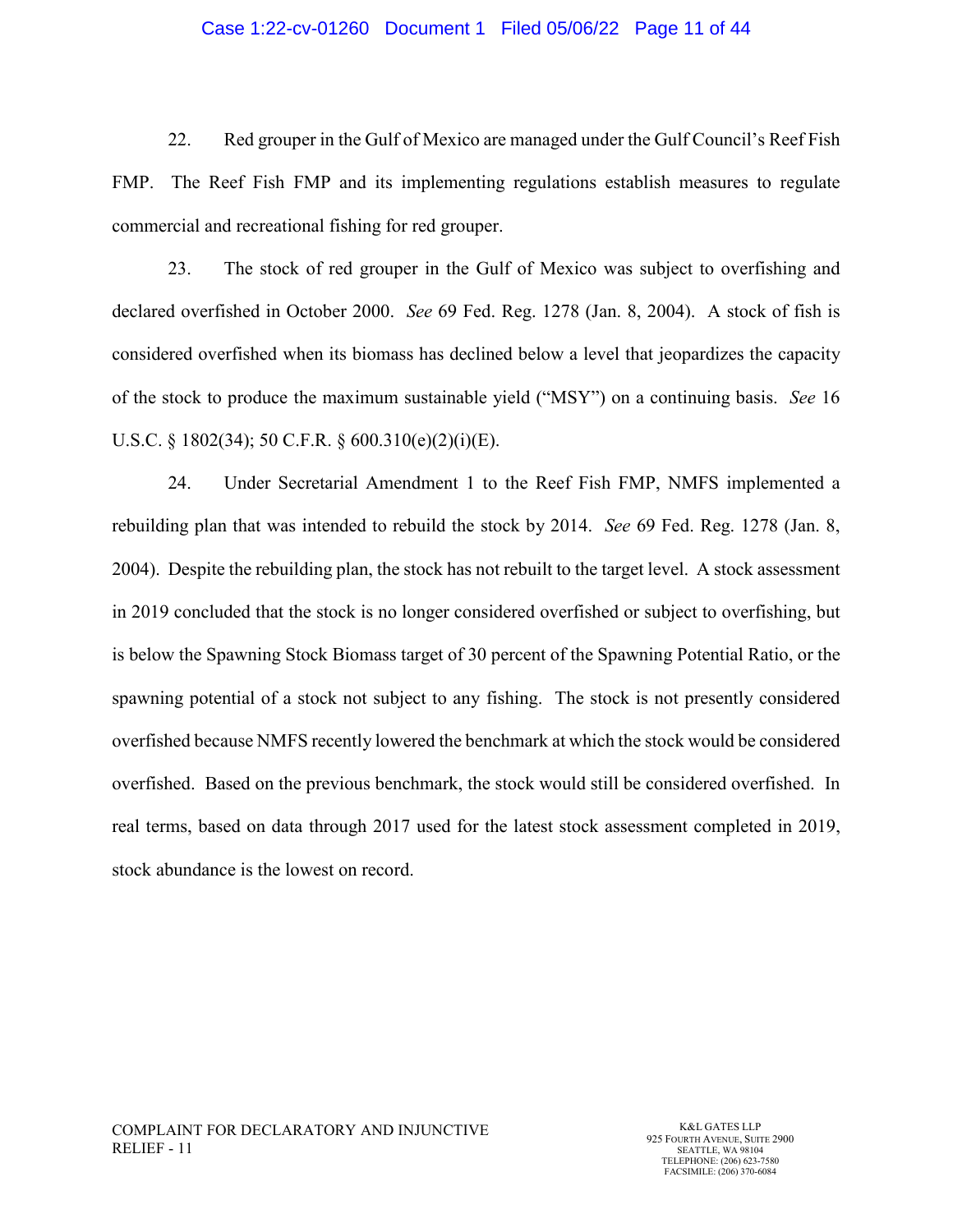22. Red grouper in the Gulf of Mexico are managed under the Gulf Council's Reef Fish FMP. The Reef Fish FMP and its implementing regulations establish measures to regulate commercial and recreational fishing for red grouper.

23. The stock of red grouper in the Gulf of Mexico was subject to overfishing and declared overfished in October 2000. *See* 69 Fed. Reg. 1278 (Jan. 8, 2004). A stock of fish is considered overfished when its biomass has declined below a level that jeopardizes the capacity of the stock to produce the maximum sustainable yield ("MSY") on a continuing basis. *See* 16 U.S.C. § 1802(34); 50 C.F.R. § 600.310(e)(2)(i)(E).

24. Under Secretarial Amendment 1 to the Reef Fish FMP, NMFS implemented a rebuilding plan that was intended to rebuild the stock by 2014. *See* 69 Fed. Reg. 1278 (Jan. 8, 2004). Despite the rebuilding plan, the stock has not rebuilt to the target level. A stock assessment in 2019 concluded that the stock is no longer considered overfished or subject to overfishing, but is below the Spawning Stock Biomass target of 30 percent of the Spawning Potential Ratio, or the spawning potential of a stock not subject to any fishing. The stock is not presently considered overfished because NMFS recently lowered the benchmark at which the stock would be considered overfished. Based on the previous benchmark, the stock would still be considered overfished. In real terms, based on data through 2017 used for the latest stock assessment completed in 2019, stock abundance is the lowest on record.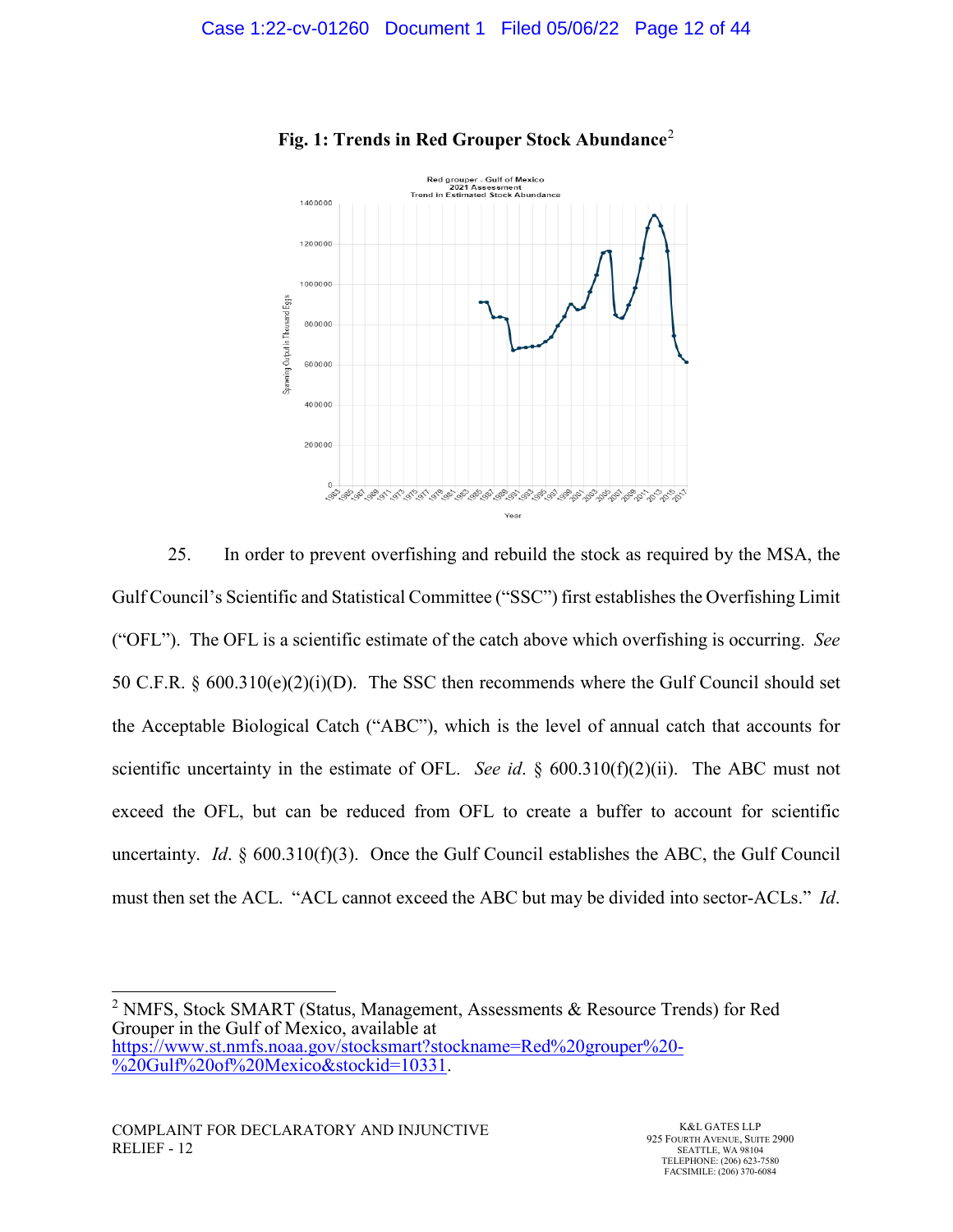**Fig. 1: Trends in Red Grouper Stock Abundance**[2]

25. In order to prevent overfishing and rebuild the stock as required by the MSA, the Gulf Council's Scientific and Statistical Committee ("SSC") first establishes the Overfishing Limit ("OFL"). The OFL is a scientific estimate of the catch above which overfishing is occurring. *See* 50 C.F.R. § 600.310(e)(2)(i)(D). The SSC then recommends where the Gulf Council should set the Acceptable Biological Catch ("ABC"), which is the level of annual catch that accounts for scientific uncertainty in the estimate of OFL. *See id*. § 600.310(f)(2)(ii). The ABC must not exceed the OFL, but can be reduced from OFL to create a buffer to account for scientific uncertainty. *Id*. § 600.310(f)(3). Once the Gulf Council establishes the ABC, the Gulf Council must then set the ACL. "ACL cannot exceed the ABC but may be divided into sector-ACLs." *Id*.

---

[2] NMFS, Stock SMART (Status, Management, Assessments & Resource Trends) for Red Grouper in the Gulf of Mexico, available at https://www.st.nmfs.noaa.gov/stocksmart?stockname=Red%20grouper%20-%20Gulf%20of%20Mexico&stockid=10331.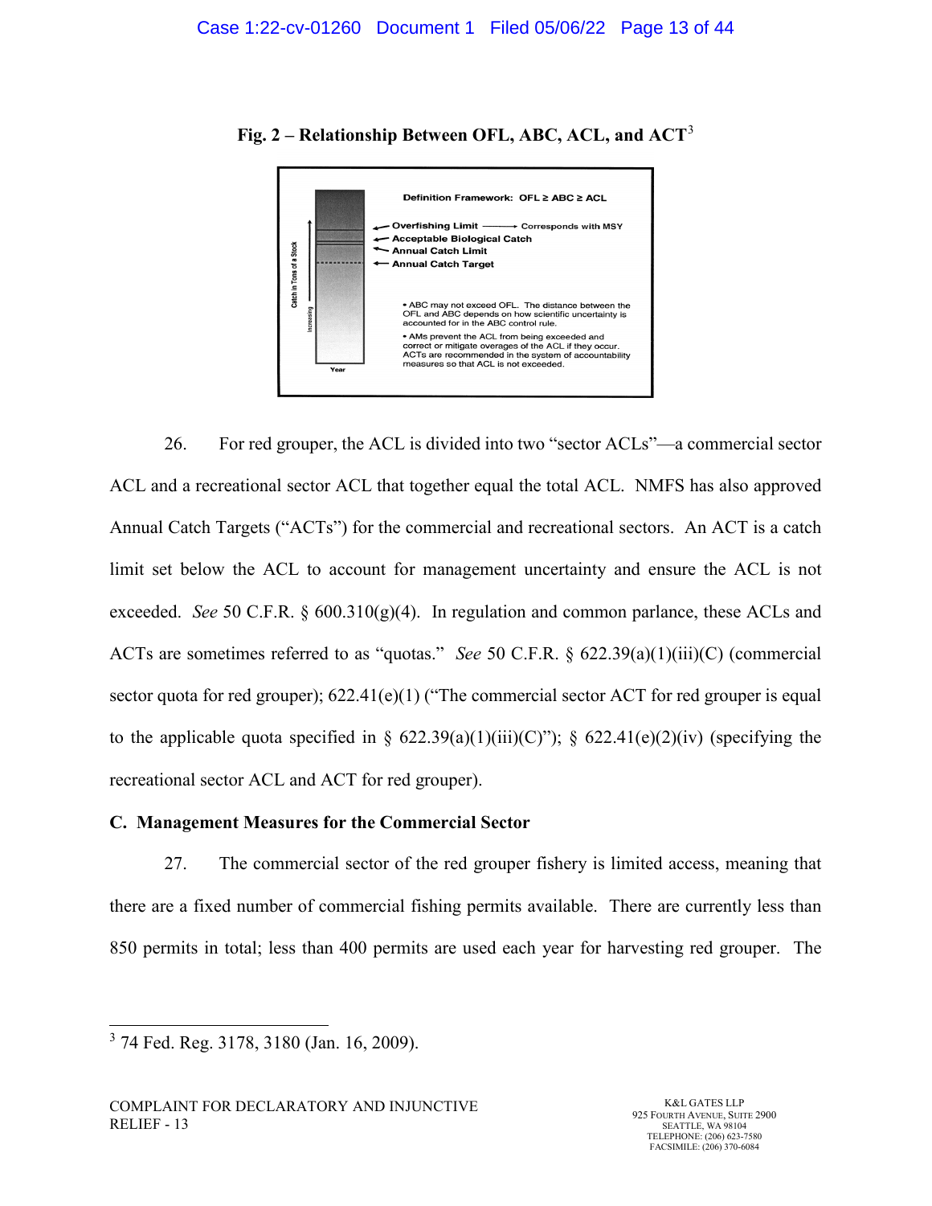**Fig. 2 – Relationship Between OFL, ABC, ACL, and ACT**[3]

Definition Framework: OFL ≥ ABC ≥ ACL

- Overfishing Limit → Corresponds with MSY
- Acceptable Biological Catch
- Annual Catch Limit
- Annual Catch Target

Catch in Tons of a Stock — Increasing

Year

• ABC may not exceed OFL. The distance between the OFL and ABC depends on how scientific uncertainty is accounted for in the ABC control rule.

• AMs prevent the ACL from being exceeded and correct or mitigate overages of the ACL if they occur. ACTs are recommended in the system of accountability measures so that ACL is not exceeded.

26. For red grouper, the ACL is divided into two "sector ACLs"—a commercial sector ACL and a recreational sector ACL that together equal the total ACL. NMFS has also approved Annual Catch Targets ("ACTs") for the commercial and recreational sectors. An ACT is a catch limit set below the ACL to account for management uncertainty and ensure the ACL is not exceeded. *See* 50 C.F.R. § 600.310(g)(4). In regulation and common parlance, these ACLs and ACTs are sometimes referred to as "quotas." *See* 50 C.F.R. § 622.39(a)(1)(iii)(C) (commercial sector quota for red grouper); 622.41(e)(1) ("The commercial sector ACT for red grouper is equal to the applicable quota specified in § 622.39(a)(1)(iii)(C)"); § 622.41(e)(2)(iv) (specifying the recreational sector ACL and ACT for red grouper).

### C. Management Measures for the Commercial Sector

27. The commercial sector of the red grouper fishery is limited access, meaning that there are a fixed number of commercial fishing permits available. There are currently less than 850 permits in total; less than 400 permits are used each year for harvesting red grouper. The

[3] 74 Fed. Reg. 3178, 3180 (Jan. 16, 2009).

COMPLAINT FOR DECLARATORY AND INJUNCTIVE RELIEF - 13

K&L GATES LLP
925 FOURTH AVENUE, SUITE 2900
SEATTLE, WA 98104
TELEPHONE: (206) 623-7580
FACSIMILE: (206) 370-6084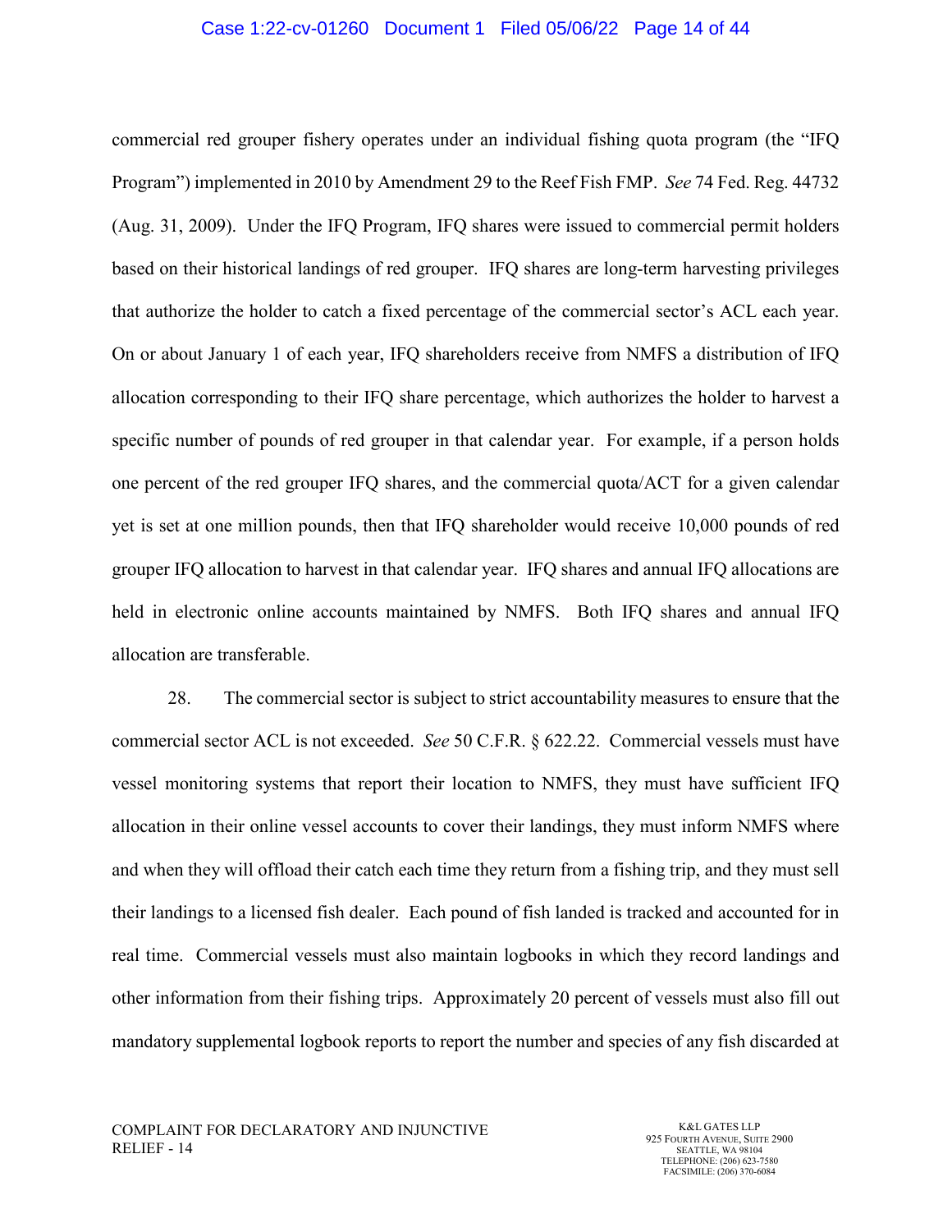commercial red grouper fishery operates under an individual fishing quota program (the "IFQ Program") implemented in 2010 by Amendment 29 to the Reef Fish FMP. *See* 74 Fed. Reg. 44732 (Aug. 31, 2009). Under the IFQ Program, IFQ shares were issued to commercial permit holders based on their historical landings of red grouper. IFQ shares are long-term harvesting privileges that authorize the holder to catch a fixed percentage of the commercial sector's ACL each year. On or about January 1 of each year, IFQ shareholders receive from NMFS a distribution of IFQ allocation corresponding to their IFQ share percentage, which authorizes the holder to harvest a specific number of pounds of red grouper in that calendar year. For example, if a person holds one percent of the red grouper IFQ shares, and the commercial quota/ACT for a given calendar yet is set at one million pounds, then that IFQ shareholder would receive 10,000 pounds of red grouper IFQ allocation to harvest in that calendar year. IFQ shares and annual IFQ allocations are held in electronic online accounts maintained by NMFS. Both IFQ shares and annual IFQ allocation are transferable.

28. The commercial sector is subject to strict accountability measures to ensure that the commercial sector ACL is not exceeded. *See* 50 C.F.R. § 622.22. Commercial vessels must have vessel monitoring systems that report their location to NMFS, they must have sufficient IFQ allocation in their online vessel accounts to cover their landings, they must inform NMFS where and when they will offload their catch each time they return from a fishing trip, and they must sell their landings to a licensed fish dealer. Each pound of fish landed is tracked and accounted for in real time. Commercial vessels must also maintain logbooks in which they record landings and other information from their fishing trips. Approximately 20 percent of vessels must also fill out mandatory supplemental logbook reports to report the number and species of any fish discarded at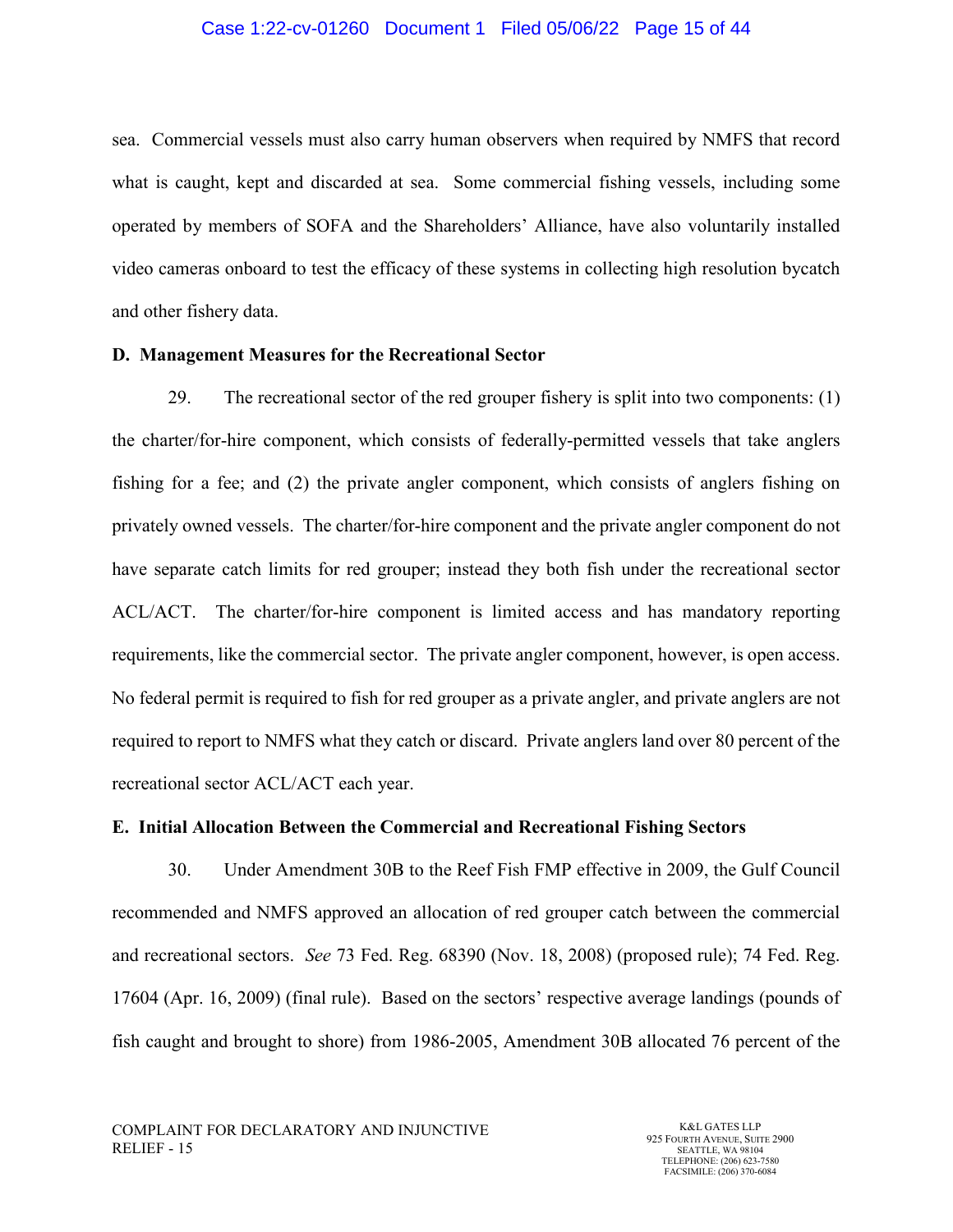sea. Commercial vessels must also carry human observers when required by NMFS that record what is caught, kept and discarded at sea. Some commercial fishing vessels, including some operated by members of SOFA and the Shareholders' Alliance, have also voluntarily installed video cameras onboard to test the efficacy of these systems in collecting high resolution bycatch and other fishery data.

**D. Management Measures for the Recreational Sector**

29. The recreational sector of the red grouper fishery is split into two components: (1) the charter/for-hire component, which consists of federally-permitted vessels that take anglers fishing for a fee; and (2) the private angler component, which consists of anglers fishing on privately owned vessels. The charter/for-hire component and the private angler component do not have separate catch limits for red grouper; instead they both fish under the recreational sector ACL/ACT. The charter/for-hire component is limited access and has mandatory reporting requirements, like the commercial sector. The private angler component, however, is open access. No federal permit is required to fish for red grouper as a private angler, and private anglers are not required to report to NMFS what they catch or discard. Private anglers land over 80 percent of the recreational sector ACL/ACT each year.

**E. Initial Allocation Between the Commercial and Recreational Fishing Sectors**

30. Under Amendment 30B to the Reef Fish FMP effective in 2009, the Gulf Council recommended and NMFS approved an allocation of red grouper catch between the commercial and recreational sectors. *See* 73 Fed. Reg. 68390 (Nov. 18, 2008) (proposed rule); 74 Fed. Reg. 17604 (Apr. 16, 2009) (final rule). Based on the sectors' respective average landings (pounds of fish caught and brought to shore) from 1986-2005, Amendment 30B allocated 76 percent of the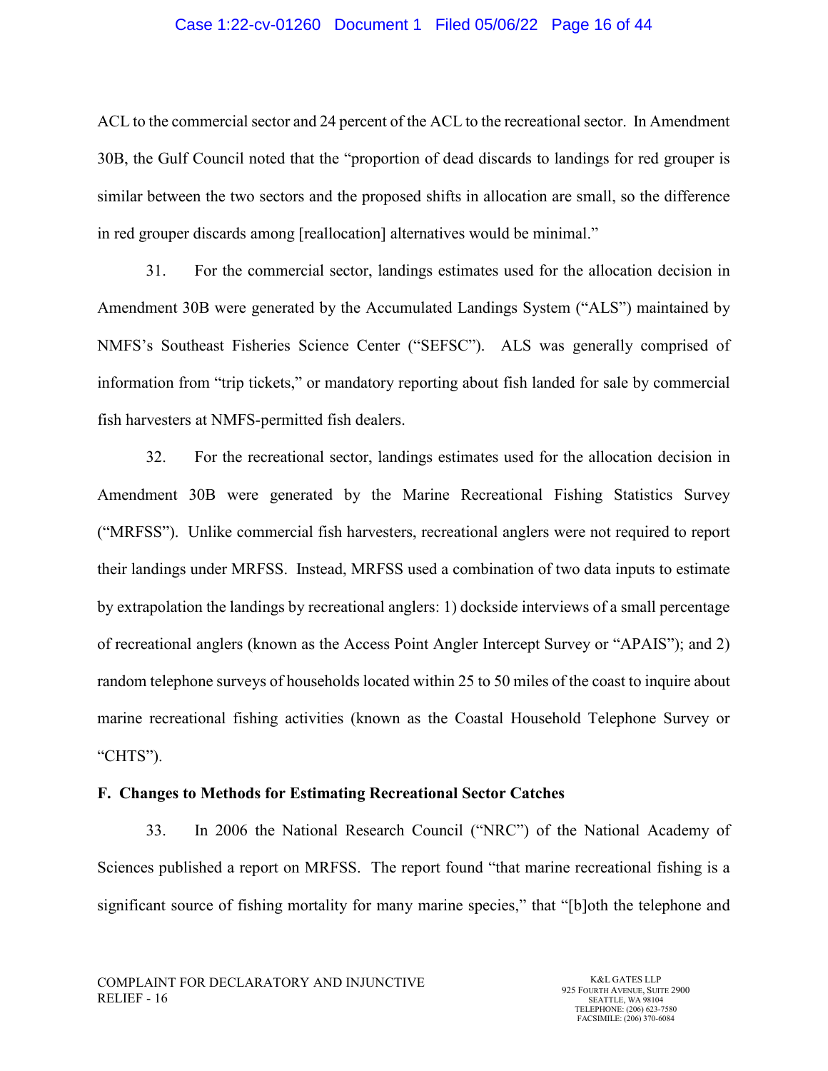ACL to the commercial sector and 24 percent of the ACL to the recreational sector. In Amendment 30B, the Gulf Council noted that the "proportion of dead discards to landings for red grouper is similar between the two sectors and the proposed shifts in allocation are small, so the difference in red grouper discards among [reallocation] alternatives would be minimal."

31. For the commercial sector, landings estimates used for the allocation decision in Amendment 30B were generated by the Accumulated Landings System ("ALS") maintained by NMFS's Southeast Fisheries Science Center ("SEFSC"). ALS was generally comprised of information from "trip tickets," or mandatory reporting about fish landed for sale by commercial fish harvesters at NMFS-permitted fish dealers.

32. For the recreational sector, landings estimates used for the allocation decision in Amendment 30B were generated by the Marine Recreational Fishing Statistics Survey ("MRFSS"). Unlike commercial fish harvesters, recreational anglers were not required to report their landings under MRFSS. Instead, MRFSS used a combination of two data inputs to estimate by extrapolation the landings by recreational anglers: 1) dockside interviews of a small percentage of recreational anglers (known as the Access Point Angler Intercept Survey or "APAIS"); and 2) random telephone surveys of households located within 25 to 50 miles of the coast to inquire about marine recreational fishing activities (known as the Coastal Household Telephone Survey or "CHTS").

**F. Changes to Methods for Estimating Recreational Sector Catches**

33. In 2006 the National Research Council ("NRC") of the National Academy of Sciences published a report on MRFSS. The report found "that marine recreational fishing is a significant source of fishing mortality for many marine species," that "[b]oth the telephone and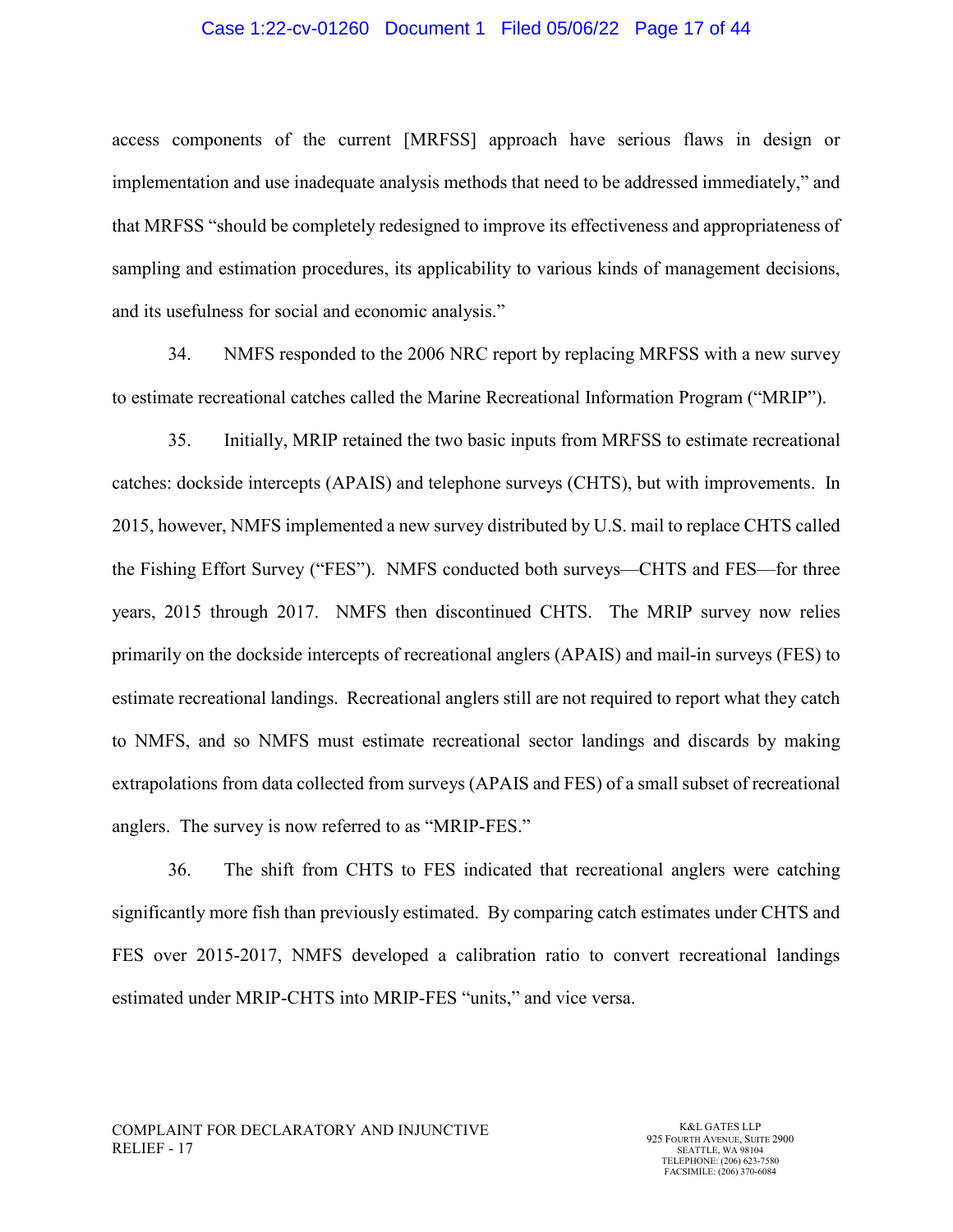access components of the current [MRFSS] approach have serious flaws in design or implementation and use inadequate analysis methods that need to be addressed immediately," and that MRFSS "should be completely redesigned to improve its effectiveness and appropriateness of sampling and estimation procedures, its applicability to various kinds of management decisions, and its usefulness for social and economic analysis."

34. NMFS responded to the 2006 NRC report by replacing MRFSS with a new survey to estimate recreational catches called the Marine Recreational Information Program ("MRIP").

35. Initially, MRIP retained the two basic inputs from MRFSS to estimate recreational catches: dockside intercepts (APAIS) and telephone surveys (CHTS), but with improvements. In 2015, however, NMFS implemented a new survey distributed by U.S. mail to replace CHTS called the Fishing Effort Survey ("FES"). NMFS conducted both surveys—CHTS and FES—for three years, 2015 through 2017. NMFS then discontinued CHTS. The MRIP survey now relies primarily on the dockside intercepts of recreational anglers (APAIS) and mail-in surveys (FES) to estimate recreational landings. Recreational anglers still are not required to report what they catch to NMFS, and so NMFS must estimate recreational sector landings and discards by making extrapolations from data collected from surveys (APAIS and FES) of a small subset of recreational anglers. The survey is now referred to as "MRIP-FES."

36. The shift from CHTS to FES indicated that recreational anglers were catching significantly more fish than previously estimated. By comparing catch estimates under CHTS and FES over 2015-2017, NMFS developed a calibration ratio to convert recreational landings estimated under MRIP-CHTS into MRIP-FES "units," and vice versa.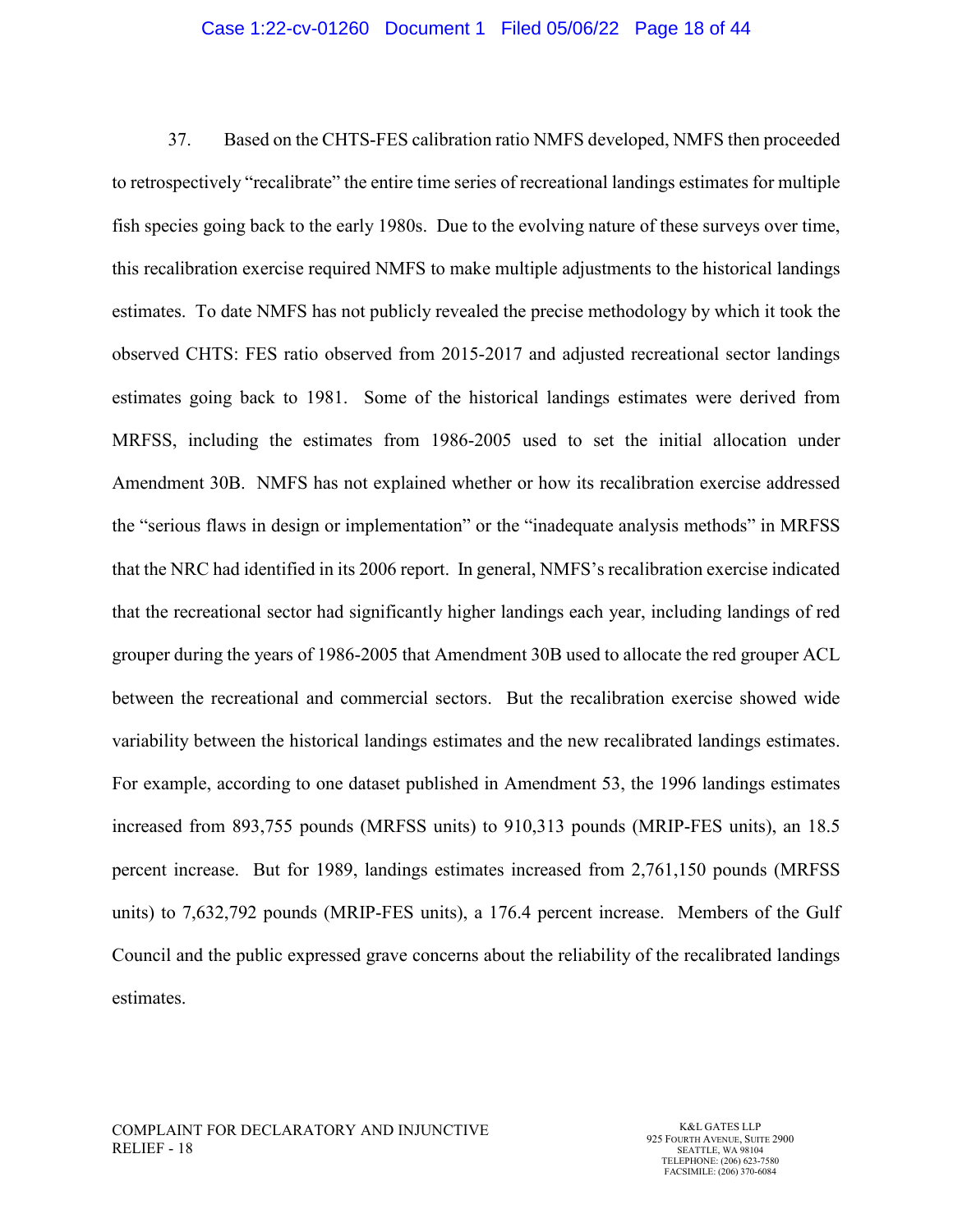37. Based on the CHTS-FES calibration ratio NMFS developed, NMFS then proceeded to retrospectively "recalibrate" the entire time series of recreational landings estimates for multiple fish species going back to the early 1980s. Due to the evolving nature of these surveys over time, this recalibration exercise required NMFS to make multiple adjustments to the historical landings estimates. To date NMFS has not publicly revealed the precise methodology by which it took the observed CHTS: FES ratio observed from 2015-2017 and adjusted recreational sector landings estimates going back to 1981. Some of the historical landings estimates were derived from MRFSS, including the estimates from 1986-2005 used to set the initial allocation under Amendment 30B. NMFS has not explained whether or how its recalibration exercise addressed the "serious flaws in design or implementation" or the "inadequate analysis methods" in MRFSS that the NRC had identified in its 2006 report. In general, NMFS's recalibration exercise indicated that the recreational sector had significantly higher landings each year, including landings of red grouper during the years of 1986-2005 that Amendment 30B used to allocate the red grouper ACL between the recreational and commercial sectors. But the recalibration exercise showed wide variability between the historical landings estimates and the new recalibrated landings estimates. For example, according to one dataset published in Amendment 53, the 1996 landings estimates increased from 893,755 pounds (MRFSS units) to 910,313 pounds (MRIP-FES units), an 18.5 percent increase. But for 1989, landings estimates increased from 2,761,150 pounds (MRFSS units) to 7,632,792 pounds (MRIP-FES units), a 176.4 percent increase. Members of the Gulf Council and the public expressed grave concerns about the reliability of the recalibrated landings estimates.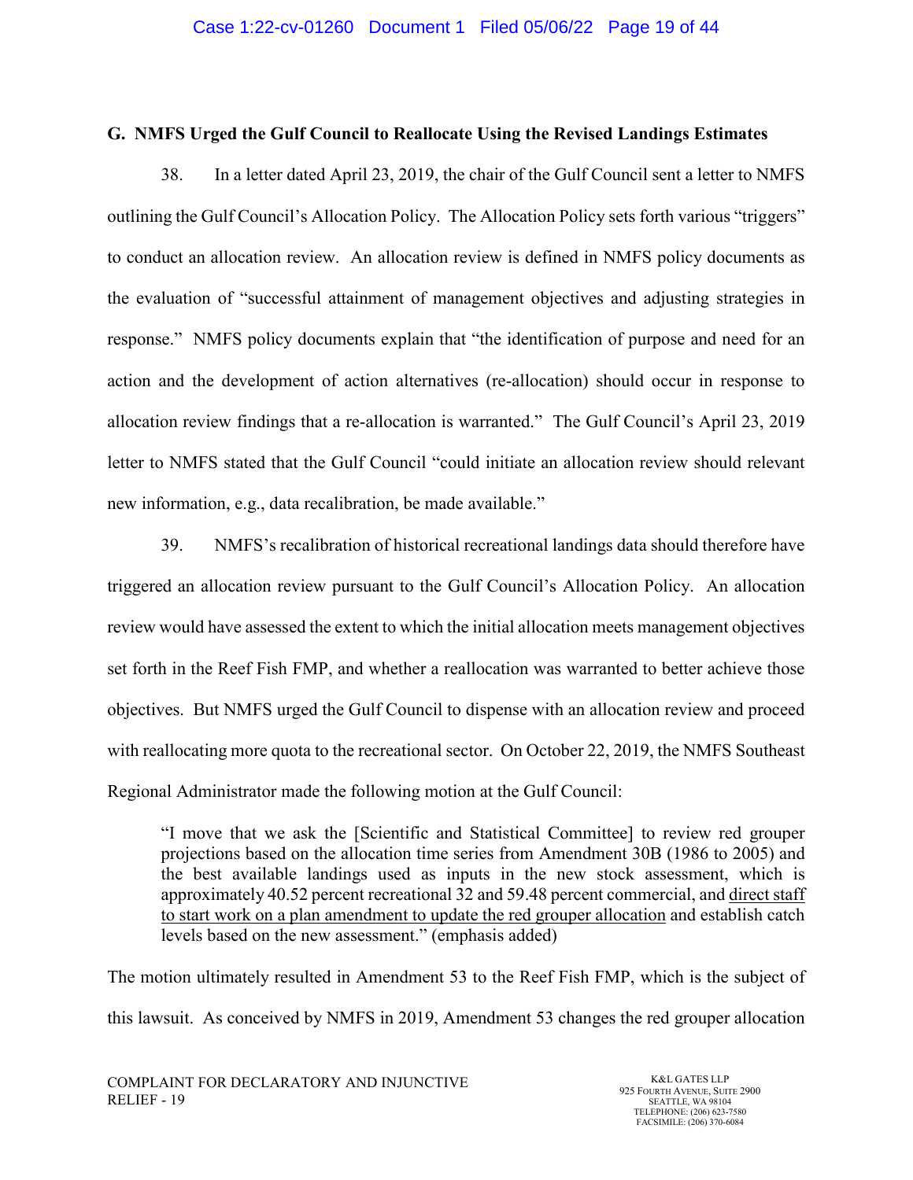## G. NMFS Urged the Gulf Council to Reallocate Using the Revised Landings Estimates

38. In a letter dated April 23, 2019, the chair of the Gulf Council sent a letter to NMFS outlining the Gulf Council's Allocation Policy. The Allocation Policy sets forth various "triggers" to conduct an allocation review. An allocation review is defined in NMFS policy documents as the evaluation of "successful attainment of management objectives and adjusting strategies in response." NMFS policy documents explain that "the identification of purpose and need for an action and the development of action alternatives (re-allocation) should occur in response to allocation review findings that a re-allocation is warranted." The Gulf Council's April 23, 2019 letter to NMFS stated that the Gulf Council "could initiate an allocation review should relevant new information, e.g., data recalibration, be made available."

39. NMFS's recalibration of historical recreational landings data should therefore have triggered an allocation review pursuant to the Gulf Council's Allocation Policy. An allocation review would have assessed the extent to which the initial allocation meets management objectives set forth in the Reef Fish FMP, and whether a reallocation was warranted to better achieve those objectives. But NMFS urged the Gulf Council to dispense with an allocation review and proceed with reallocating more quota to the recreational sector. On October 22, 2019, the NMFS Southeast Regional Administrator made the following motion at the Gulf Council:

> "I move that we ask the [Scientific and Statistical Committee] to review red grouper projections based on the allocation time series from Amendment 30B (1986 to 2005) and the best available landings used as inputs in the new stock assessment, which is approximately 40.52 percent recreational 32 and 59.48 percent commercial, and <u>direct staff to start work on a plan amendment to update the red grouper allocation</u> and establish catch levels based on the new assessment." (emphasis added)

The motion ultimately resulted in Amendment 53 to the Reef Fish FMP, which is the subject of this lawsuit. As conceived by NMFS in 2019, Amendment 53 changes the red grouper allocation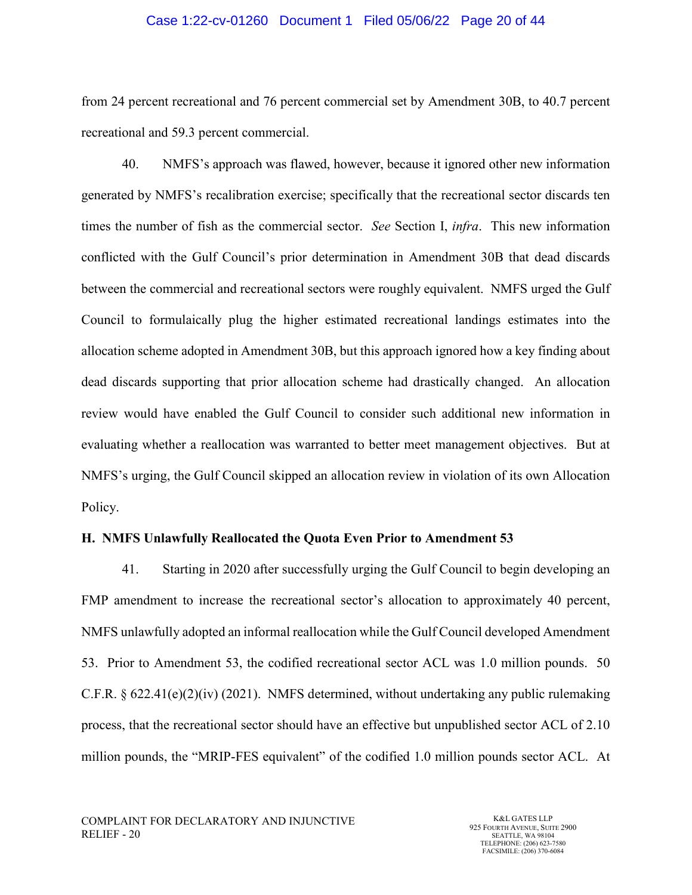from 24 percent recreational and 76 percent commercial set by Amendment 30B, to 40.7 percent recreational and 59.3 percent commercial.

40. NMFS's approach was flawed, however, because it ignored other new information generated by NMFS's recalibration exercise; specifically that the recreational sector discards ten times the number of fish as the commercial sector. *See* Section I, *infra*. This new information conflicted with the Gulf Council's prior determination in Amendment 30B that dead discards between the commercial and recreational sectors were roughly equivalent. NMFS urged the Gulf Council to formulaically plug the higher estimated recreational landings estimates into the allocation scheme adopted in Amendment 30B, but this approach ignored how a key finding about dead discards supporting that prior allocation scheme had drastically changed. An allocation review would have enabled the Gulf Council to consider such additional new information in evaluating whether a reallocation was warranted to better meet management objectives. But at NMFS's urging, the Gulf Council skipped an allocation review in violation of its own Allocation Policy.

**H. NMFS Unlawfully Reallocated the Quota Even Prior to Amendment 53**

41. Starting in 2020 after successfully urging the Gulf Council to begin developing an FMP amendment to increase the recreational sector's allocation to approximately 40 percent, NMFS unlawfully adopted an informal reallocation while the Gulf Council developed Amendment 53. Prior to Amendment 53, the codified recreational sector ACL was 1.0 million pounds. 50 C.F.R. § 622.41(e)(2)(iv) (2021). NMFS determined, without undertaking any public rulemaking process, that the recreational sector should have an effective but unpublished sector ACL of 2.10 million pounds, the "MRIP-FES equivalent" of the codified 1.0 million pounds sector ACL. At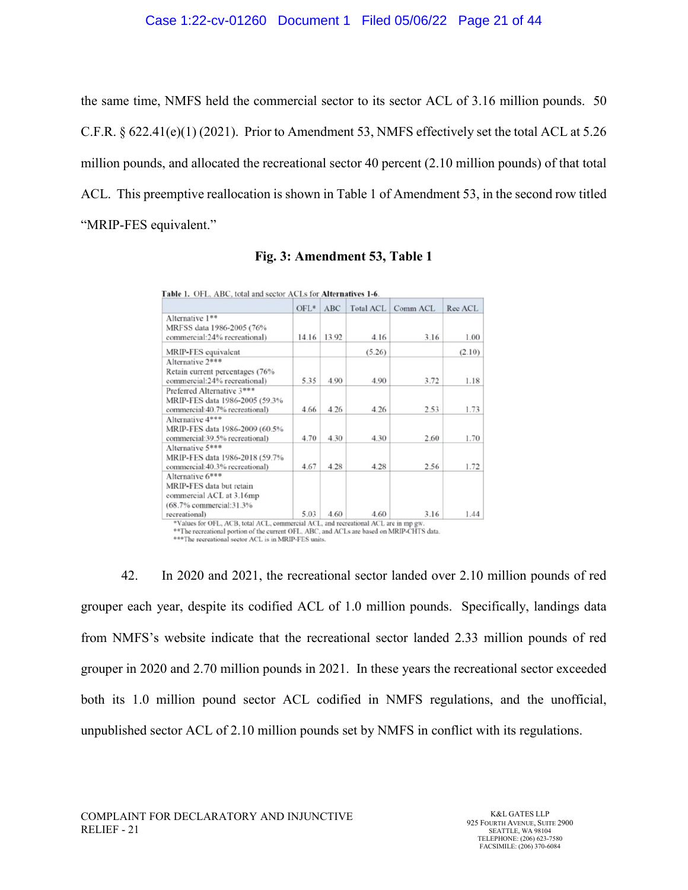the same time, NMFS held the commercial sector to its sector ACL of 3.16 million pounds. 50 C.F.R. § 622.41(e)(1) (2021). Prior to Amendment 53, NMFS effectively set the total ACL at 5.26 million pounds, and allocated the recreational sector 40 percent (2.10 million pounds) of that total ACL. This preemptive reallocation is shown in Table 1 of Amendment 53, in the second row titled "MRIP-FES equivalent."

**Fig. 3: Amendment 53, Table 1**

**Table 1.** OFL, ABC, total and sector ACLs for **Alternatives 1-6**.

| | OFL* | ABC | Total ACL | Comm ACL | Rec ACL |
|---|---|---|---|---|---|
| Alternative 1** MRFSS data 1986-2005 (76% commercial:24% recreational) | 14.16 | 13.92 | 4.16 | 3.16 | 1.00 |
| MRIP-FES equivalent | | | (5.26) | | (2.10) |
| Alternative 2*** Retain current percentages (76% commercial:24% recreational) | 5.35 | 4.90 | 4.90 | 3.72 | 1.18 |
| Preferred Alternative 3*** MRIP-FES data 1986-2005 (59.3% commercial:40.7% recreational) | 4.66 | 4.26 | 4.26 | 2.53 | 1.73 |
| Alternative 4*** MRIP-FES data 1986-2009 (60.5% commercial:39.5% recreational) | 4.70 | 4.30 | 4.30 | 2.60 | 1.70 |
| Alternative 5*** MRIP-FES data 1986-2018 (59.7% commercial:40.3% recreational) | 4.67 | 4.28 | 4.28 | 2.56 | 1.72 |
| Alternative 6*** MRIP-FES data but retain commercial ACL at 3.16mp (68.7% commercial:31.3% recreational) | 5.03 | 4.60 | 4.60 | 3.16 | 1.44 |

*Values for OFL, ACB, total ACL, commercial ACL, and recreational ACL are in mp gw.
**The recreational portion of the current OFL, ABC, and ACLs are based on MRIP-CHTS data.
***The recreational sector ACL is in MRIP-FES units.

42. In 2020 and 2021, the recreational sector landed over 2.10 million pounds of red grouper each year, despite its codified ACL of 1.0 million pounds. Specifically, landings data from NMFS's website indicate that the recreational sector landed 2.33 million pounds of red grouper in 2020 and 2.70 million pounds in 2021. In these years the recreational sector exceeded both its 1.0 million pound sector ACL codified in NMFS regulations, and the unofficial, unpublished sector ACL of 2.10 million pounds set by NMFS in conflict with its regulations.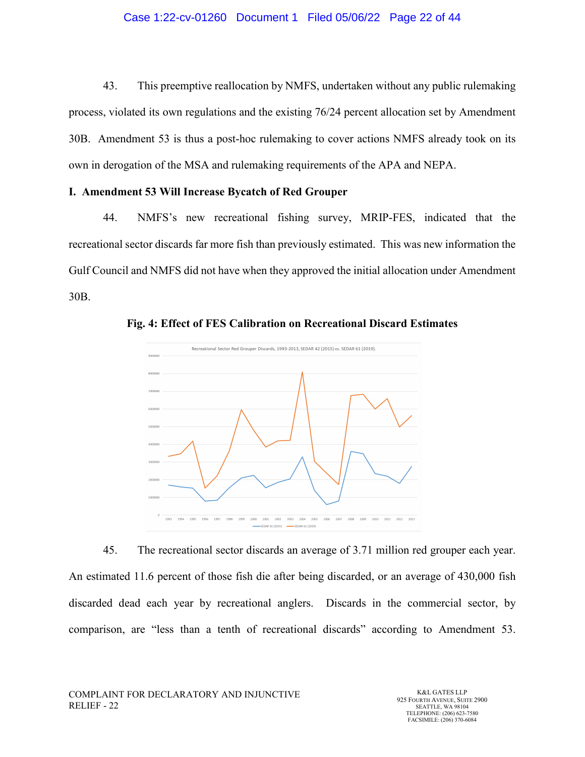43. This preemptive reallocation by NMFS, undertaken without any public rulemaking process, violated its own regulations and the existing 76/24 percent allocation set by Amendment 30B. Amendment 53 is thus a post-hoc rulemaking to cover actions NMFS already took on its own in derogation of the MSA and rulemaking requirements of the APA and NEPA.

**I. Amendment 53 Will Increase Bycatch of Red Grouper**

44. NMFS's new recreational fishing survey, MRIP-FES, indicated that the recreational sector discards far more fish than previously estimated. This was new information the Gulf Council and NMFS did not have when they approved the initial allocation under Amendment 30B.

**Fig. 4: Effect of FES Calibration on Recreational Discard Estimates**

45. The recreational sector discards an average of 3.71 million red grouper each year. An estimated 11.6 percent of those fish die after being discarded, or an average of 430,000 fish discarded dead each year by recreational anglers. Discards in the commercial sector, by comparison, are "less than a tenth of recreational discards" according to Amendment 53.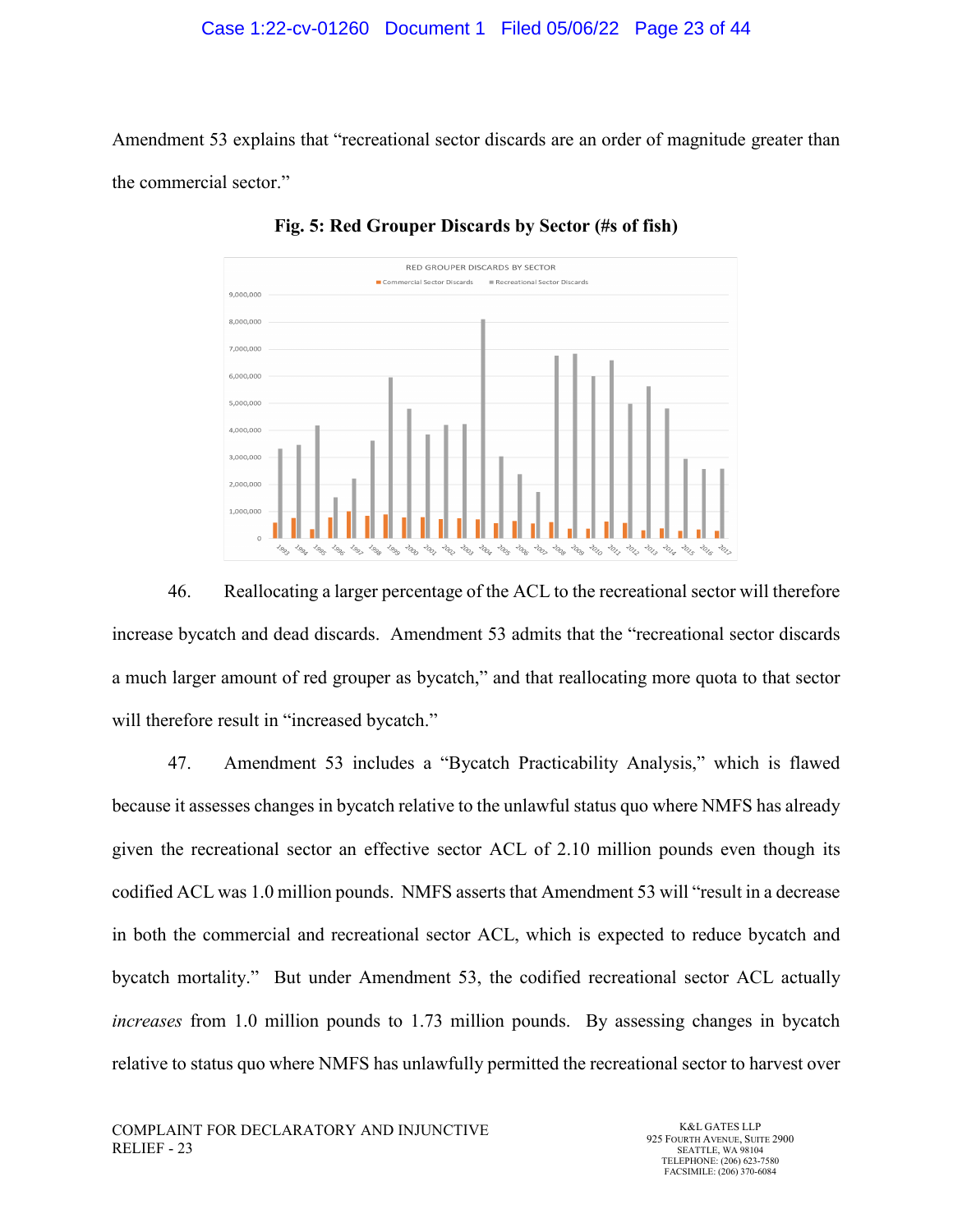Amendment 53 explains that "recreational sector discards are an order of magnitude greater than the commercial sector."

**Fig. 5: Red Grouper Discards by Sector (#s of fish)**

46. Reallocating a larger percentage of the ACL to the recreational sector will therefore increase bycatch and dead discards. Amendment 53 admits that the "recreational sector discards a much larger amount of red grouper as bycatch," and that reallocating more quota to that sector will therefore result in "increased bycatch."

47. Amendment 53 includes a "Bycatch Practicability Analysis," which is flawed because it assesses changes in bycatch relative to the unlawful status quo where NMFS has already given the recreational sector an effective sector ACL of 2.10 million pounds even though its codified ACL was 1.0 million pounds. NMFS asserts that Amendment 53 will "result in a decrease in both the commercial and recreational sector ACL, which is expected to reduce bycatch and bycatch mortality." But under Amendment 53, the codified recreational sector ACL actually *increases* from 1.0 million pounds to 1.73 million pounds. By assessing changes in bycatch relative to status quo where NMFS has unlawfully permitted the recreational sector to harvest over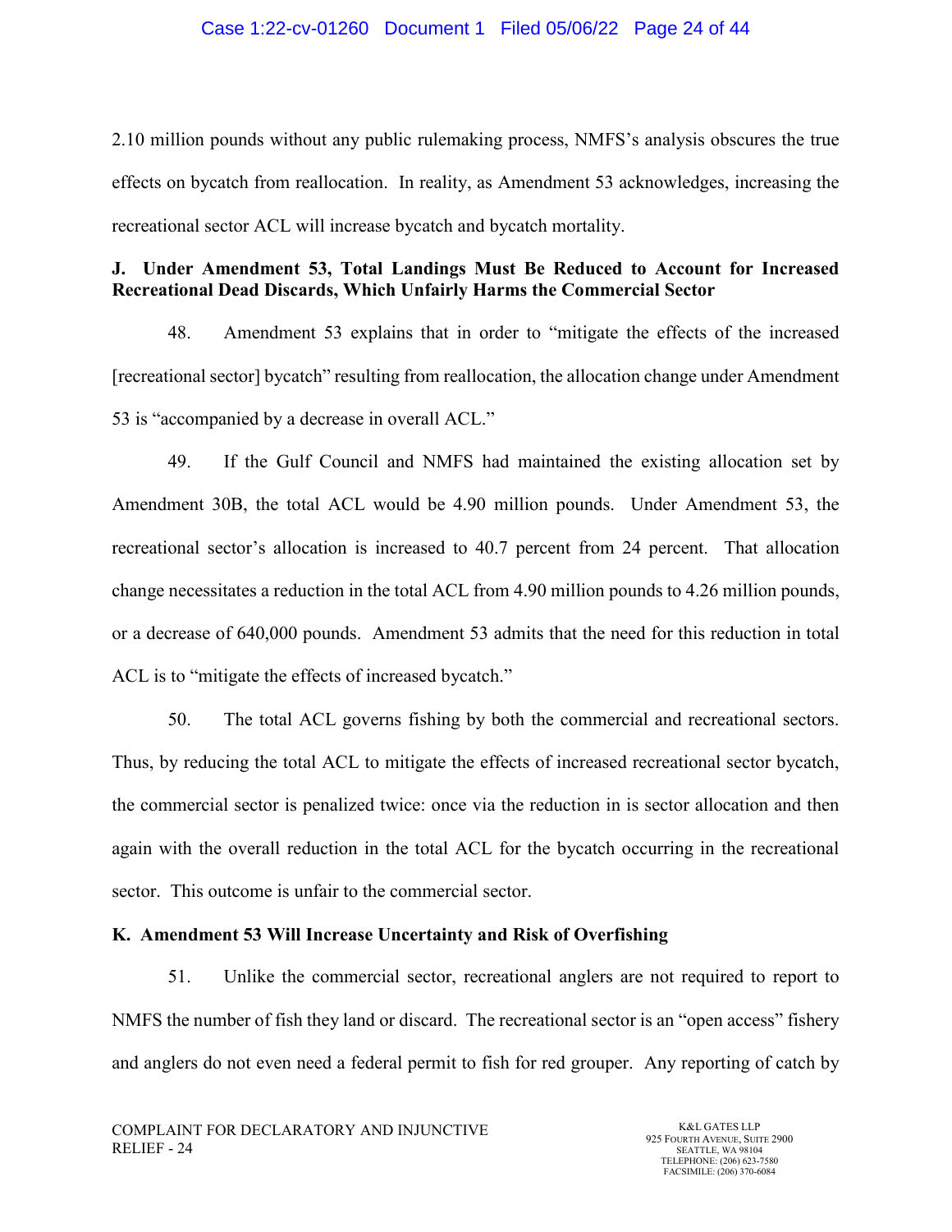2.10 million pounds without any public rulemaking process, NMFS's analysis obscures the true effects on bycatch from reallocation. In reality, as Amendment 53 acknowledges, increasing the recreational sector ACL will increase bycatch and bycatch mortality.

### J. Under Amendment 53, Total Landings Must Be Reduced to Account for Increased Recreational Dead Discards, Which Unfairly Harms the Commercial Sector

48. Amendment 53 explains that in order to "mitigate the effects of the increased [recreational sector] bycatch" resulting from reallocation, the allocation change under Amendment 53 is "accompanied by a decrease in overall ACL."

49. If the Gulf Council and NMFS had maintained the existing allocation set by Amendment 30B, the total ACL would be 4.90 million pounds. Under Amendment 53, the recreational sector's allocation is increased to 40.7 percent from 24 percent. That allocation change necessitates a reduction in the total ACL from 4.90 million pounds to 4.26 million pounds, or a decrease of 640,000 pounds. Amendment 53 admits that the need for this reduction in total ACL is to "mitigate the effects of increased bycatch."

50. The total ACL governs fishing by both the commercial and recreational sectors. Thus, by reducing the total ACL to mitigate the effects of increased recreational sector bycatch, the commercial sector is penalized twice: once via the reduction in is sector allocation and then again with the overall reduction in the total ACL for the bycatch occurring in the recreational sector. This outcome is unfair to the commercial sector.

### K. Amendment 53 Will Increase Uncertainty and Risk of Overfishing

51. Unlike the commercial sector, recreational anglers are not required to report to NMFS the number of fish they land or discard. The recreational sector is an "open access" fishery and anglers do not even need a federal permit to fish for red grouper. Any reporting of catch by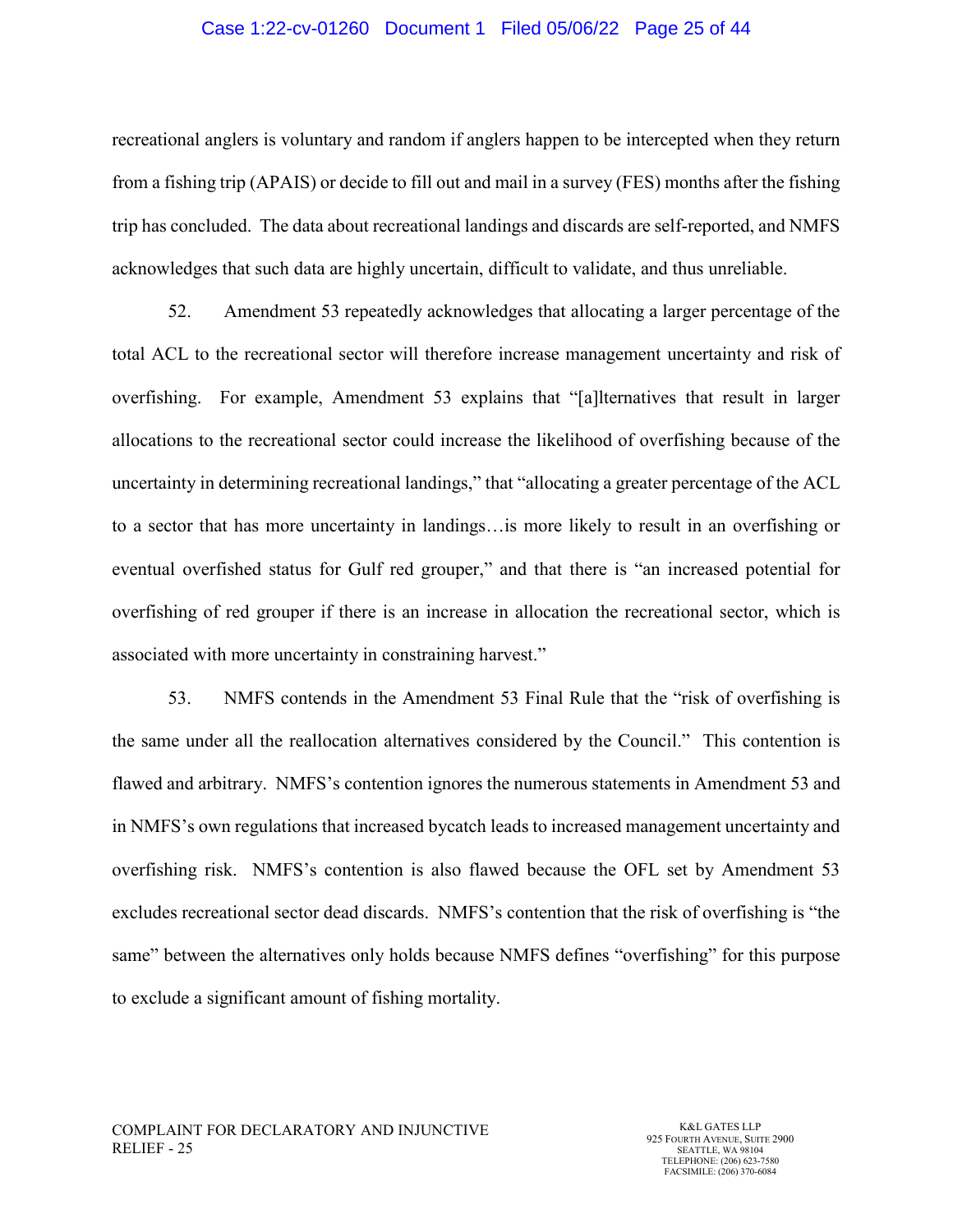recreational anglers is voluntary and random if anglers happen to be intercepted when they return from a fishing trip (APAIS) or decide to fill out and mail in a survey (FES) months after the fishing trip has concluded. The data about recreational landings and discards are self-reported, and NMFS acknowledges that such data are highly uncertain, difficult to validate, and thus unreliable.

52. Amendment 53 repeatedly acknowledges that allocating a larger percentage of the total ACL to the recreational sector will therefore increase management uncertainty and risk of overfishing. For example, Amendment 53 explains that "[a]lternatives that result in larger allocations to the recreational sector could increase the likelihood of overfishing because of the uncertainty in determining recreational landings," that "allocating a greater percentage of the ACL to a sector that has more uncertainty in landings…is more likely to result in an overfishing or eventual overfished status for Gulf red grouper," and that there is "an increased potential for overfishing of red grouper if there is an increase in allocation the recreational sector, which is associated with more uncertainty in constraining harvest."

53. NMFS contends in the Amendment 53 Final Rule that the "risk of overfishing is the same under all the reallocation alternatives considered by the Council." This contention is flawed and arbitrary. NMFS's contention ignores the numerous statements in Amendment 53 and in NMFS's own regulations that increased bycatch leads to increased management uncertainty and overfishing risk. NMFS's contention is also flawed because the OFL set by Amendment 53 excludes recreational sector dead discards. NMFS's contention that the risk of overfishing is "the same" between the alternatives only holds because NMFS defines "overfishing" for this purpose to exclude a significant amount of fishing mortality.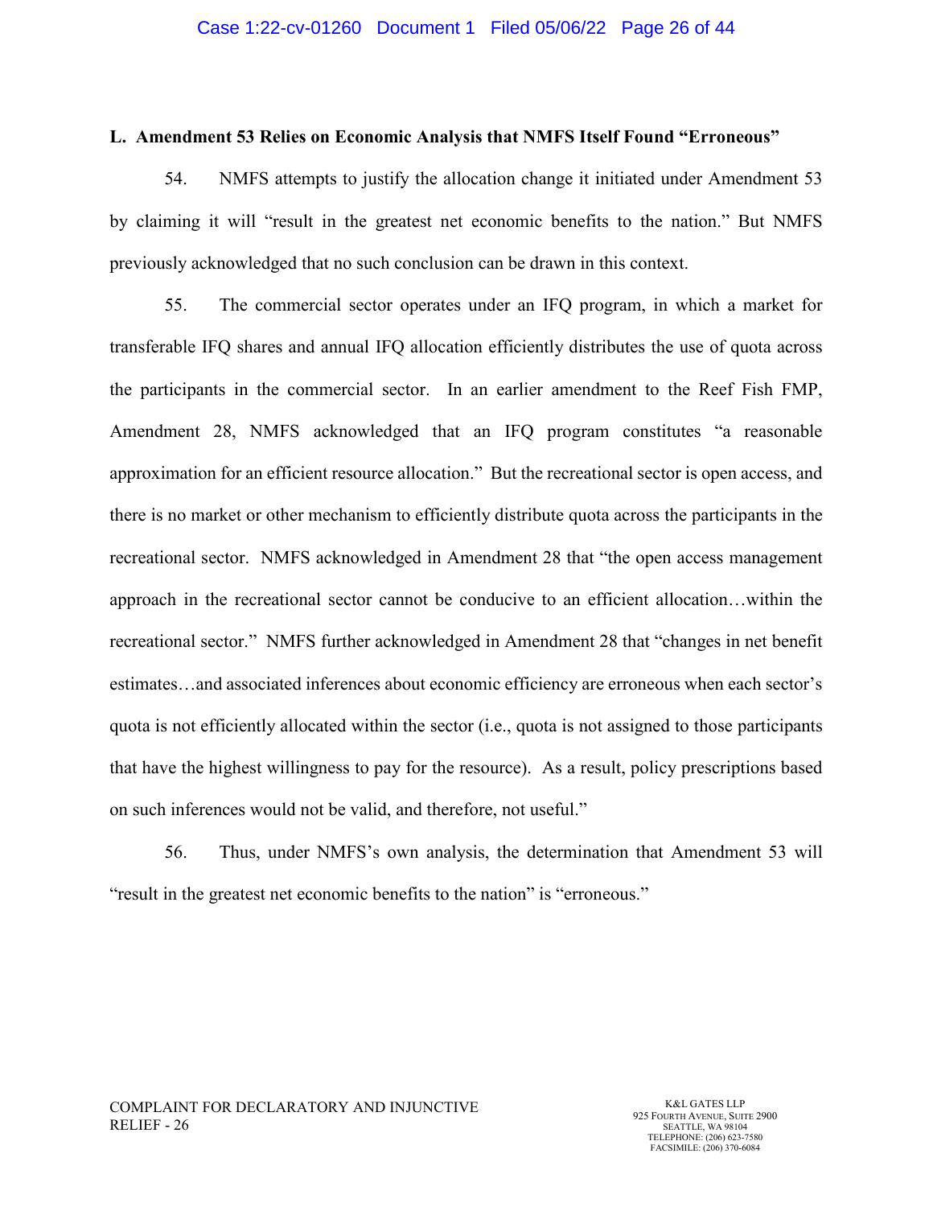### L. Amendment 53 Relies on Economic Analysis that NMFS Itself Found "Erroneous"

54. NMFS attempts to justify the allocation change it initiated under Amendment 53 by claiming it will "result in the greatest net economic benefits to the nation." But NMFS previously acknowledged that no such conclusion can be drawn in this context.

55. The commercial sector operates under an IFQ program, in which a market for transferable IFQ shares and annual IFQ allocation efficiently distributes the use of quota across the participants in the commercial sector. In an earlier amendment to the Reef Fish FMP, Amendment 28, NMFS acknowledged that an IFQ program constitutes "a reasonable approximation for an efficient resource allocation." But the recreational sector is open access, and there is no market or other mechanism to efficiently distribute quota across the participants in the recreational sector. NMFS acknowledged in Amendment 28 that "the open access management approach in the recreational sector cannot be conducive to an efficient allocation…within the recreational sector." NMFS further acknowledged in Amendment 28 that "changes in net benefit estimates…and associated inferences about economic efficiency are erroneous when each sector's quota is not efficiently allocated within the sector (i.e., quota is not assigned to those participants that have the highest willingness to pay for the resource). As a result, policy prescriptions based on such inferences would not be valid, and therefore, not useful."

56. Thus, under NMFS's own analysis, the determination that Amendment 53 will "result in the greatest net economic benefits to the nation" is "erroneous."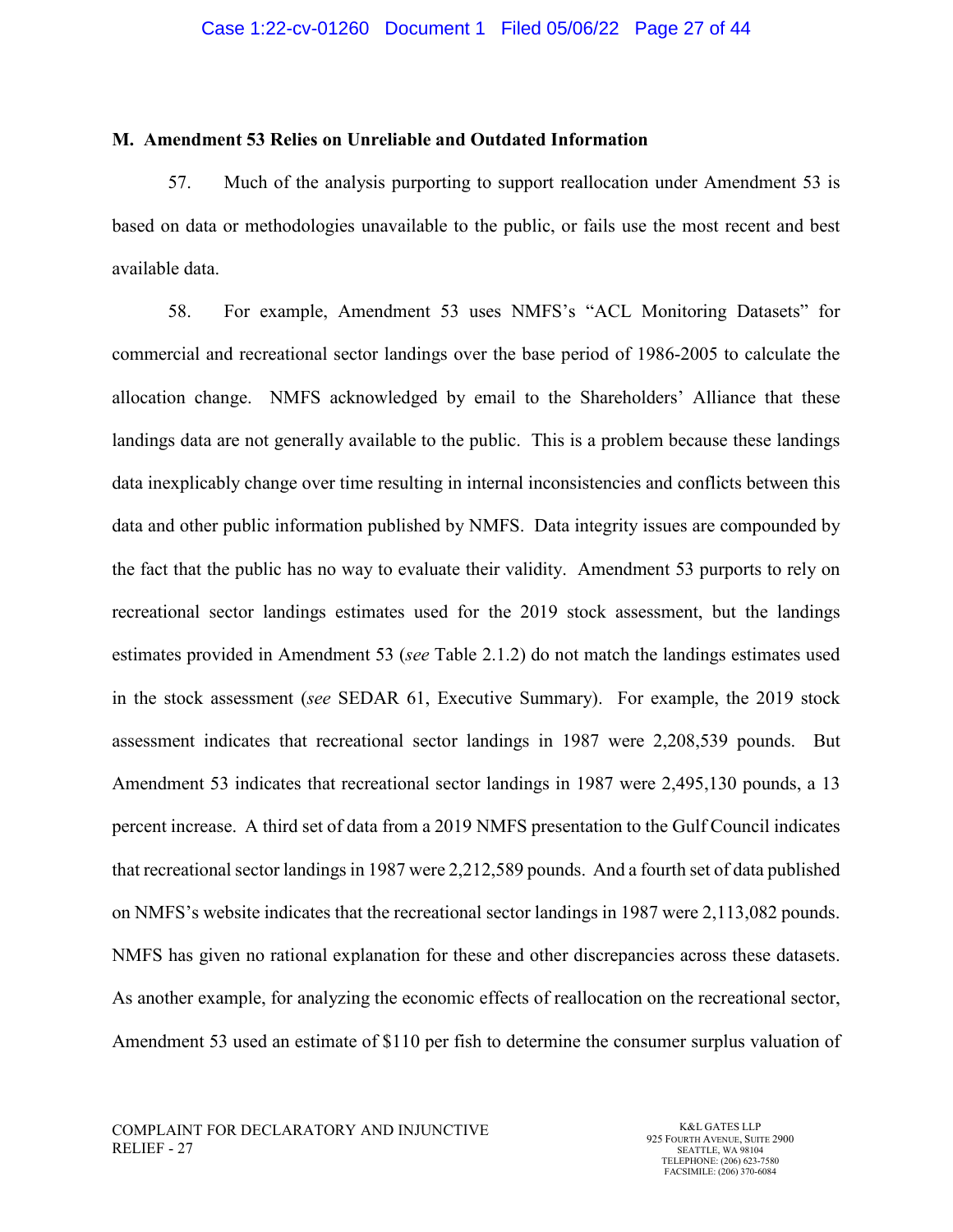### M. Amendment 53 Relies on Unreliable and Outdated Information

57. Much of the analysis purporting to support reallocation under Amendment 53 is based on data or methodologies unavailable to the public, or fails use the most recent and best available data.

58. For example, Amendment 53 uses NMFS's "ACL Monitoring Datasets" for commercial and recreational sector landings over the base period of 1986-2005 to calculate the allocation change. NMFS acknowledged by email to the Shareholders' Alliance that these landings data are not generally available to the public. This is a problem because these landings data inexplicably change over time resulting in internal inconsistencies and conflicts between this data and other public information published by NMFS. Data integrity issues are compounded by the fact that the public has no way to evaluate their validity. Amendment 53 purports to rely on recreational sector landings estimates used for the 2019 stock assessment, but the landings estimates provided in Amendment 53 (*see* Table 2.1.2) do not match the landings estimates used in the stock assessment (*see* SEDAR 61, Executive Summary). For example, the 2019 stock assessment indicates that recreational sector landings in 1987 were 2,208,539 pounds. But Amendment 53 indicates that recreational sector landings in 1987 were 2,495,130 pounds, a 13 percent increase. A third set of data from a 2019 NMFS presentation to the Gulf Council indicates that recreational sector landings in 1987 were 2,212,589 pounds. And a fourth set of data published on NMFS's website indicates that the recreational sector landings in 1987 were 2,113,082 pounds. NMFS has given no rational explanation for these and other discrepancies across these datasets. As another example, for analyzing the economic effects of reallocation on the recreational sector, Amendment 53 used an estimate of $110 per fish to determine the consumer surplus valuation of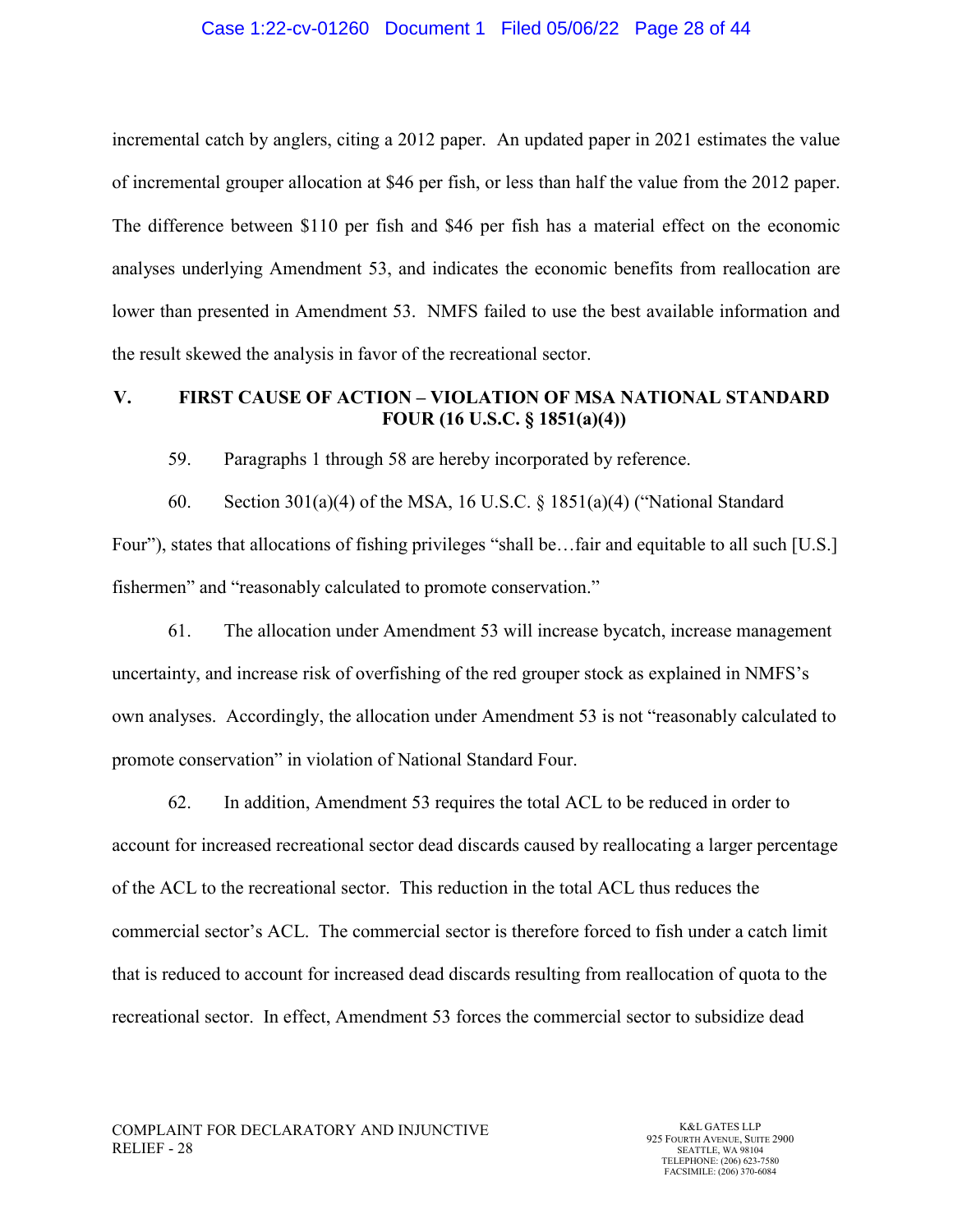incremental catch by anglers, citing a 2012 paper. An updated paper in 2021 estimates the value of incremental grouper allocation at $46 per fish, or less than half the value from the 2012 paper. The difference between $110 per fish and $46 per fish has a material effect on the economic analyses underlying Amendment 53, and indicates the economic benefits from reallocation are lower than presented in Amendment 53. NMFS failed to use the best available information and the result skewed the analysis in favor of the recreational sector.

## V. FIRST CAUSE OF ACTION – VIOLATION OF MSA NATIONAL STANDARD FOUR (16 U.S.C. § 1851(a)(4))

59. Paragraphs 1 through 58 are hereby incorporated by reference.

60. Section 301(a)(4) of the MSA, 16 U.S.C. § 1851(a)(4) ("National Standard Four"), states that allocations of fishing privileges "shall be…fair and equitable to all such [U.S.] fishermen" and "reasonably calculated to promote conservation."

61. The allocation under Amendment 53 will increase bycatch, increase management uncertainty, and increase risk of overfishing of the red grouper stock as explained in NMFS's own analyses. Accordingly, the allocation under Amendment 53 is not "reasonably calculated to promote conservation" in violation of National Standard Four.

62. In addition, Amendment 53 requires the total ACL to be reduced in order to account for increased recreational sector dead discards caused by reallocating a larger percentage of the ACL to the recreational sector. This reduction in the total ACL thus reduces the commercial sector's ACL. The commercial sector is therefore forced to fish under a catch limit that is reduced to account for increased dead discards resulting from reallocation of quota to the recreational sector. In effect, Amendment 53 forces the commercial sector to subsidize dead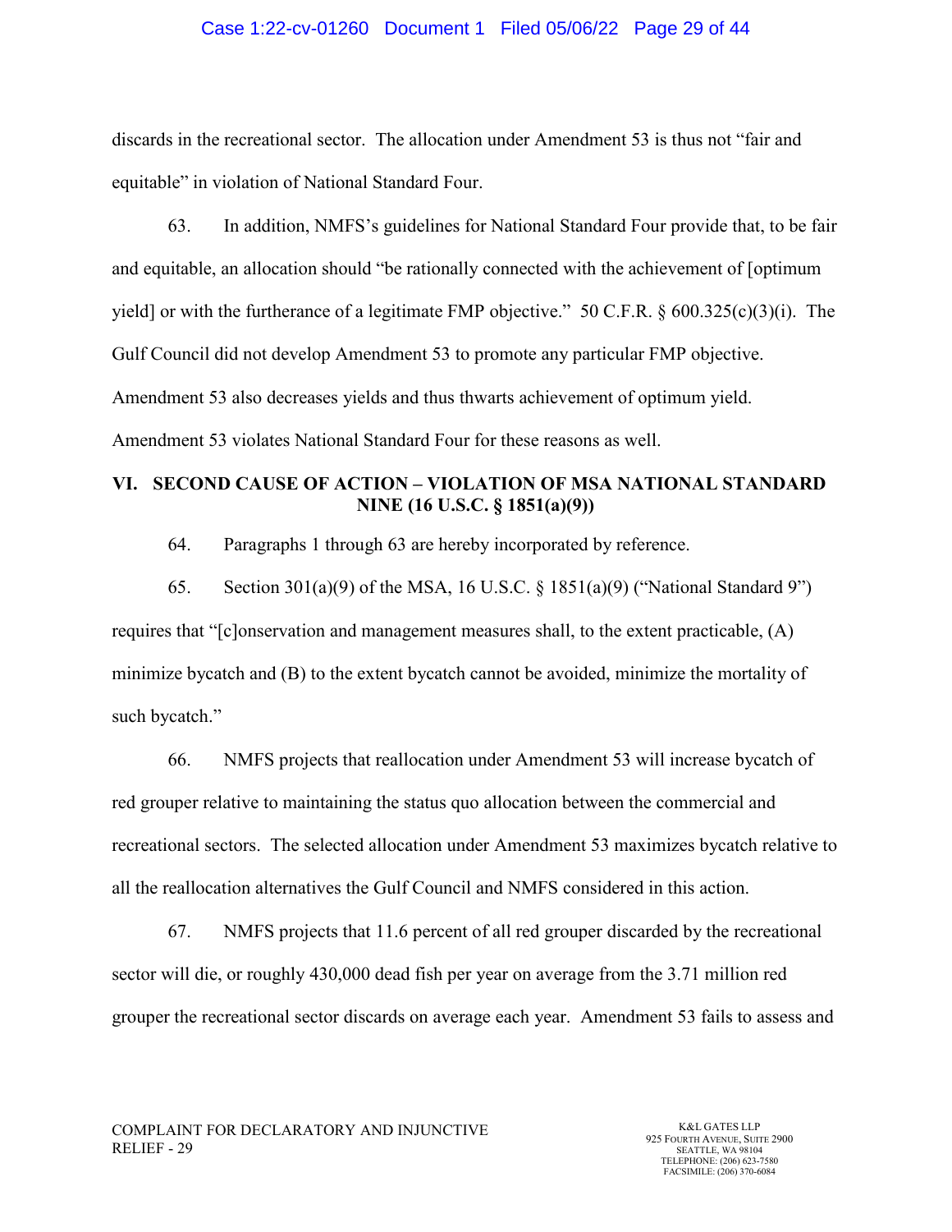discards in the recreational sector. The allocation under Amendment 53 is thus not "fair and equitable" in violation of National Standard Four.

63. In addition, NMFS's guidelines for National Standard Four provide that, to be fair and equitable, an allocation should "be rationally connected with the achievement of [optimum yield] or with the furtherance of a legitimate FMP objective." 50 C.F.R. § 600.325(c)(3)(i). The Gulf Council did not develop Amendment 53 to promote any particular FMP objective. Amendment 53 also decreases yields and thus thwarts achievement of optimum yield. Amendment 53 violates National Standard Four for these reasons as well.

## VI. SECOND CAUSE OF ACTION – VIOLATION OF MSA NATIONAL STANDARD NINE (16 U.S.C. § 1851(a)(9))

64. Paragraphs 1 through 63 are hereby incorporated by reference.

65. Section 301(a)(9) of the MSA, 16 U.S.C. § 1851(a)(9) ("National Standard 9") requires that "[c]onservation and management measures shall, to the extent practicable, (A) minimize bycatch and (B) to the extent bycatch cannot be avoided, minimize the mortality of such bycatch."

66. NMFS projects that reallocation under Amendment 53 will increase bycatch of red grouper relative to maintaining the status quo allocation between the commercial and recreational sectors. The selected allocation under Amendment 53 maximizes bycatch relative to all the reallocation alternatives the Gulf Council and NMFS considered in this action.

67. NMFS projects that 11.6 percent of all red grouper discarded by the recreational sector will die, or roughly 430,000 dead fish per year on average from the 3.71 million red grouper the recreational sector discards on average each year. Amendment 53 fails to assess and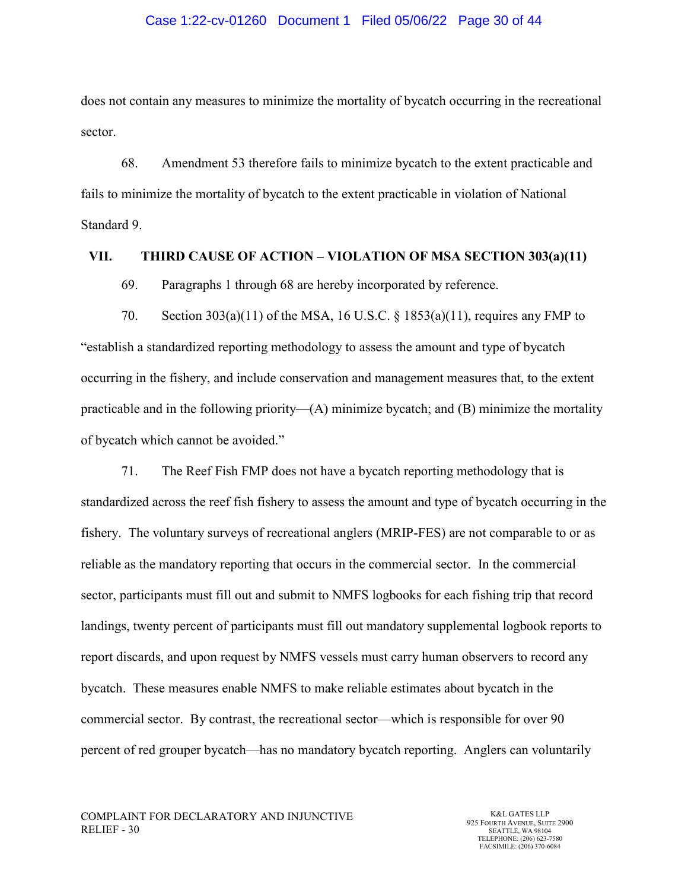does not contain any measures to minimize the mortality of bycatch occurring in the recreational sector.

68. Amendment 53 therefore fails to minimize bycatch to the extent practicable and fails to minimize the mortality of bycatch to the extent practicable in violation of National Standard 9.

## VII. THIRD CAUSE OF ACTION – VIOLATION OF MSA SECTION 303(a)(11)

69. Paragraphs 1 through 68 are hereby incorporated by reference.

70. Section 303(a)(11) of the MSA, 16 U.S.C. § 1853(a)(11), requires any FMP to "establish a standardized reporting methodology to assess the amount and type of bycatch occurring in the fishery, and include conservation and management measures that, to the extent practicable and in the following priority—(A) minimize bycatch; and (B) minimize the mortality of bycatch which cannot be avoided."

71. The Reef Fish FMP does not have a bycatch reporting methodology that is standardized across the reef fish fishery to assess the amount and type of bycatch occurring in the fishery. The voluntary surveys of recreational anglers (MRIP-FES) are not comparable to or as reliable as the mandatory reporting that occurs in the commercial sector. In the commercial sector, participants must fill out and submit to NMFS logbooks for each fishing trip that record landings, twenty percent of participants must fill out mandatory supplemental logbook reports to report discards, and upon request by NMFS vessels must carry human observers to record any bycatch. These measures enable NMFS to make reliable estimates about bycatch in the commercial sector. By contrast, the recreational sector—which is responsible for over 90 percent of red grouper bycatch—has no mandatory bycatch reporting. Anglers can voluntarily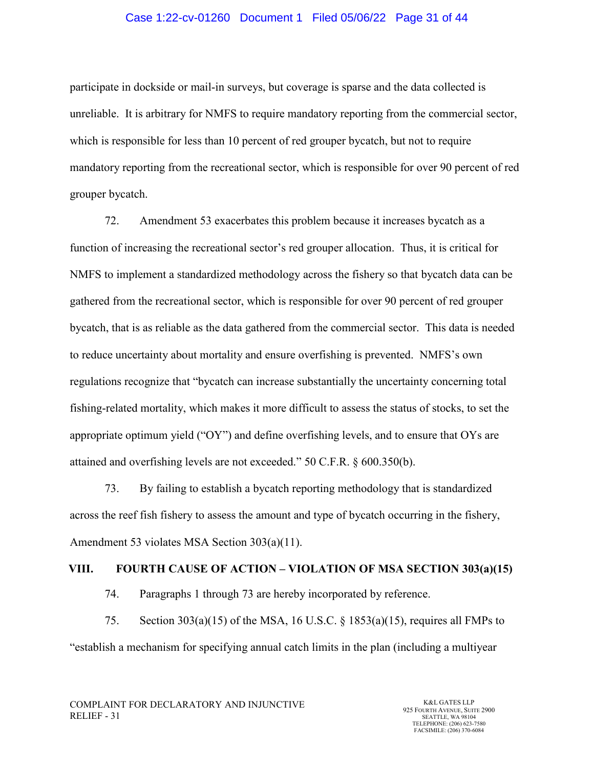participate in dockside or mail-in surveys, but coverage is sparse and the data collected is unreliable. It is arbitrary for NMFS to require mandatory reporting from the commercial sector, which is responsible for less than 10 percent of red grouper bycatch, but not to require mandatory reporting from the recreational sector, which is responsible for over 90 percent of red grouper bycatch.

72. Amendment 53 exacerbates this problem because it increases bycatch as a function of increasing the recreational sector's red grouper allocation. Thus, it is critical for NMFS to implement a standardized methodology across the fishery so that bycatch data can be gathered from the recreational sector, which is responsible for over 90 percent of red grouper bycatch, that is as reliable as the data gathered from the commercial sector. This data is needed to reduce uncertainty about mortality and ensure overfishing is prevented. NMFS's own regulations recognize that "bycatch can increase substantially the uncertainty concerning total fishing-related mortality, which makes it more difficult to assess the status of stocks, to set the appropriate optimum yield ("OY") and define overfishing levels, and to ensure that OYs are attained and overfishing levels are not exceeded." 50 C.F.R. § 600.350(b).

73. By failing to establish a bycatch reporting methodology that is standardized across the reef fish fishery to assess the amount and type of bycatch occurring in the fishery, Amendment 53 violates MSA Section 303(a)(11).

## VIII. FOURTH CAUSE OF ACTION – VIOLATION OF MSA SECTION 303(a)(15)

74. Paragraphs 1 through 73 are hereby incorporated by reference.

75. Section 303(a)(15) of the MSA, 16 U.S.C. § 1853(a)(15), requires all FMPs to "establish a mechanism for specifying annual catch limits in the plan (including a multiyear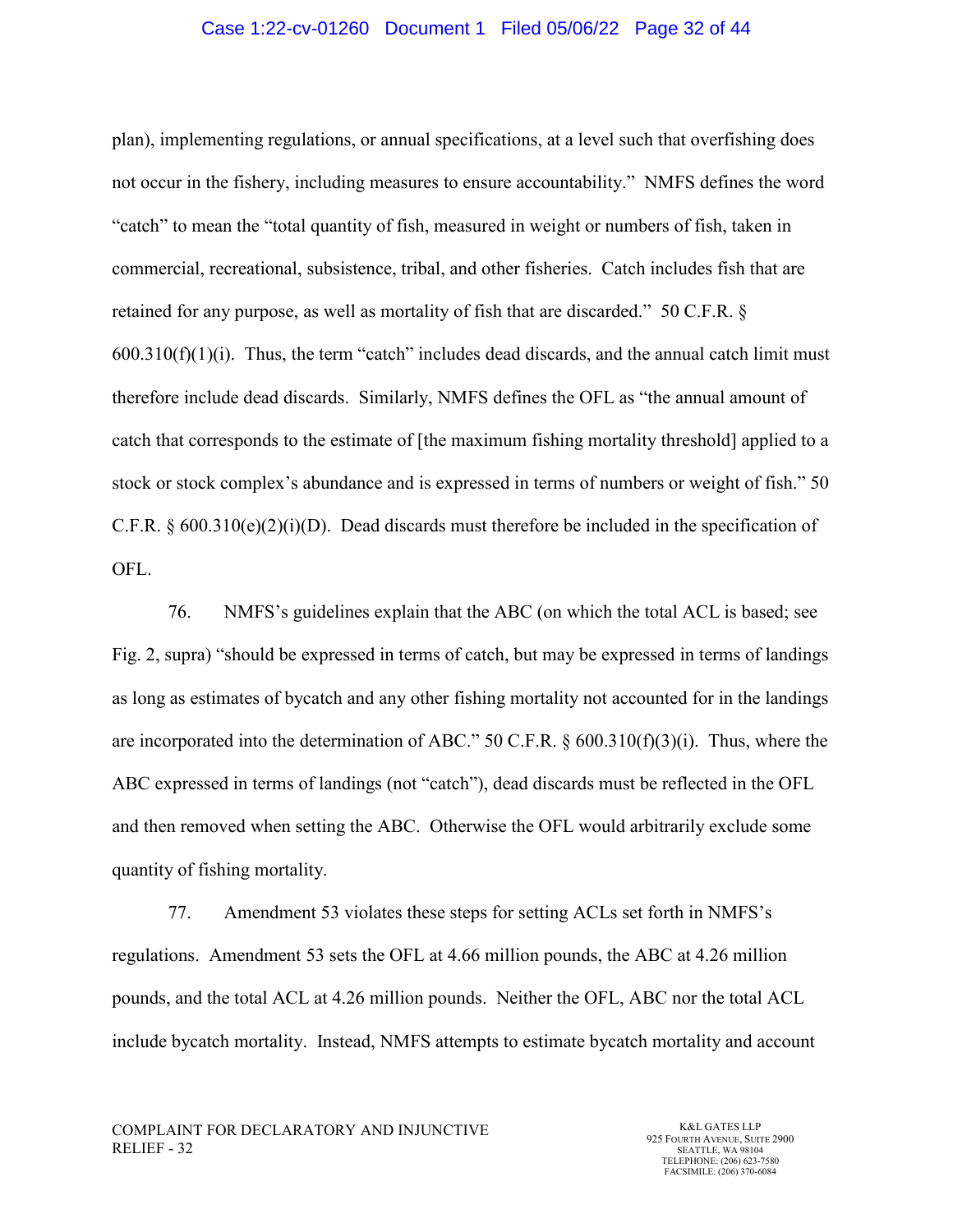plan), implementing regulations, or annual specifications, at a level such that overfishing does not occur in the fishery, including measures to ensure accountability." NMFS defines the word "catch" to mean the "total quantity of fish, measured in weight or numbers of fish, taken in commercial, recreational, subsistence, tribal, and other fisheries. Catch includes fish that are retained for any purpose, as well as mortality of fish that are discarded." 50 C.F.R. § 600.310(f)(1)(i). Thus, the term "catch" includes dead discards, and the annual catch limit must therefore include dead discards. Similarly, NMFS defines the OFL as "the annual amount of catch that corresponds to the estimate of [the maximum fishing mortality threshold] applied to a stock or stock complex's abundance and is expressed in terms of numbers or weight of fish." 50 C.F.R. § 600.310(e)(2)(i)(D). Dead discards must therefore be included in the specification of OFL.

76. NMFS's guidelines explain that the ABC (on which the total ACL is based; see Fig. 2, supra) "should be expressed in terms of catch, but may be expressed in terms of landings as long as estimates of bycatch and any other fishing mortality not accounted for in the landings are incorporated into the determination of ABC." 50 C.F.R. § 600.310(f)(3)(i). Thus, where the ABC expressed in terms of landings (not "catch"), dead discards must be reflected in the OFL and then removed when setting the ABC. Otherwise the OFL would arbitrarily exclude some quantity of fishing mortality.

77. Amendment 53 violates these steps for setting ACLs set forth in NMFS's regulations. Amendment 53 sets the OFL at 4.66 million pounds, the ABC at 4.26 million pounds, and the total ACL at 4.26 million pounds. Neither the OFL, ABC nor the total ACL include bycatch mortality. Instead, NMFS attempts to estimate bycatch mortality and account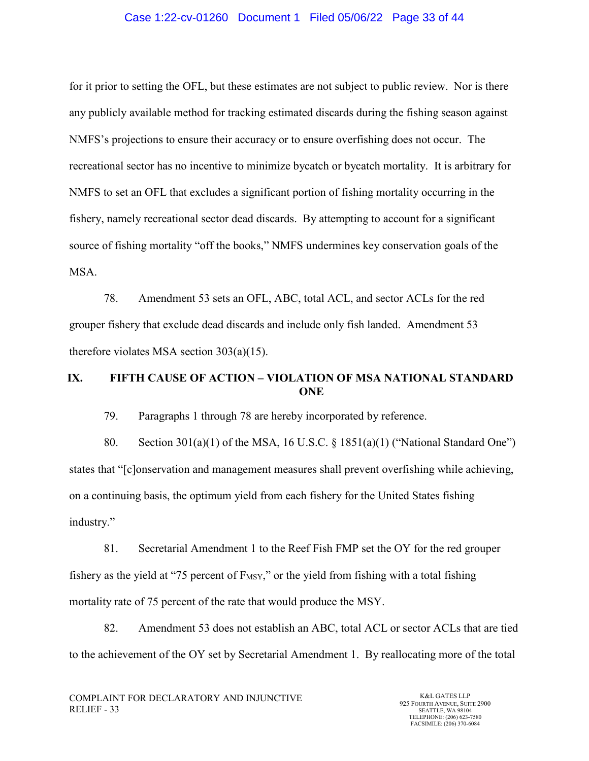for it prior to setting the OFL, but these estimates are not subject to public review. Nor is there any publicly available method for tracking estimated discards during the fishing season against NMFS's projections to ensure their accuracy or to ensure overfishing does not occur. The recreational sector has no incentive to minimize bycatch or bycatch mortality. It is arbitrary for NMFS to set an OFL that excludes a significant portion of fishing mortality occurring in the fishery, namely recreational sector dead discards. By attempting to account for a significant source of fishing mortality "off the books," NMFS undermines key conservation goals of the MSA.

78. Amendment 53 sets an OFL, ABC, total ACL, and sector ACLs for the red grouper fishery that exclude dead discards and include only fish landed. Amendment 53 therefore violates MSA section 303(a)(15).

## IX. FIFTH CAUSE OF ACTION – VIOLATION OF MSA NATIONAL STANDARD ONE

79. Paragraphs 1 through 78 are hereby incorporated by reference.

80. Section 301(a)(1) of the MSA, 16 U.S.C. § 1851(a)(1) ("National Standard One") states that "[c]onservation and management measures shall prevent overfishing while achieving, on a continuing basis, the optimum yield from each fishery for the United States fishing industry."

81. Secretarial Amendment 1 to the Reef Fish FMP set the OY for the red grouper fishery as the yield at "75 percent of $F_{MSY}$," or the yield from fishing with a total fishing mortality rate of 75 percent of the rate that would produce the MSY.

82. Amendment 53 does not establish an ABC, total ACL or sector ACLs that are tied to the achievement of the OY set by Secretarial Amendment 1. By reallocating more of the total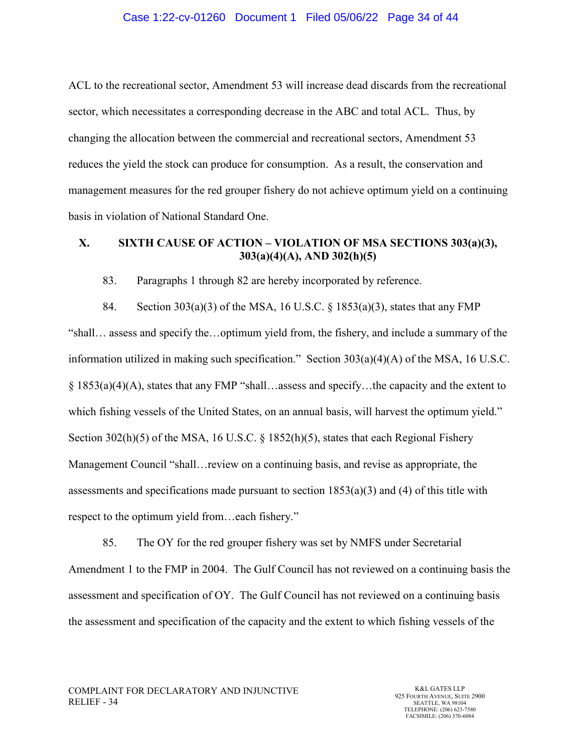ACL to the recreational sector, Amendment 53 will increase dead discards from the recreational sector, which necessitates a corresponding decrease in the ABC and total ACL. Thus, by changing the allocation between the commercial and recreational sectors, Amendment 53 reduces the yield the stock can produce for consumption. As a result, the conservation and management measures for the red grouper fishery do not achieve optimum yield on a continuing basis in violation of National Standard One.

## X. SIXTH CAUSE OF ACTION – VIOLATION OF MSA SECTIONS 303(a)(3), 303(a)(4)(A), AND 302(h)(5)

83. Paragraphs 1 through 82 are hereby incorporated by reference.

84. Section 303(a)(3) of the MSA, 16 U.S.C. § 1853(a)(3), states that any FMP "shall… assess and specify the…optimum yield from, the fishery, and include a summary of the information utilized in making such specification." Section 303(a)(4)(A) of the MSA, 16 U.S.C. § 1853(a)(4)(A), states that any FMP "shall…assess and specify…the capacity and the extent to which fishing vessels of the United States, on an annual basis, will harvest the optimum yield." Section 302(h)(5) of the MSA, 16 U.S.C. § 1852(h)(5), states that each Regional Fishery Management Council "shall…review on a continuing basis, and revise as appropriate, the assessments and specifications made pursuant to section 1853(a)(3) and (4) of this title with respect to the optimum yield from…each fishery."

85. The OY for the red grouper fishery was set by NMFS under Secretarial Amendment 1 to the FMP in 2004. The Gulf Council has not reviewed on a continuing basis the assessment and specification of OY. The Gulf Council has not reviewed on a continuing basis the assessment and specification of the capacity and the extent to which fishing vessels of the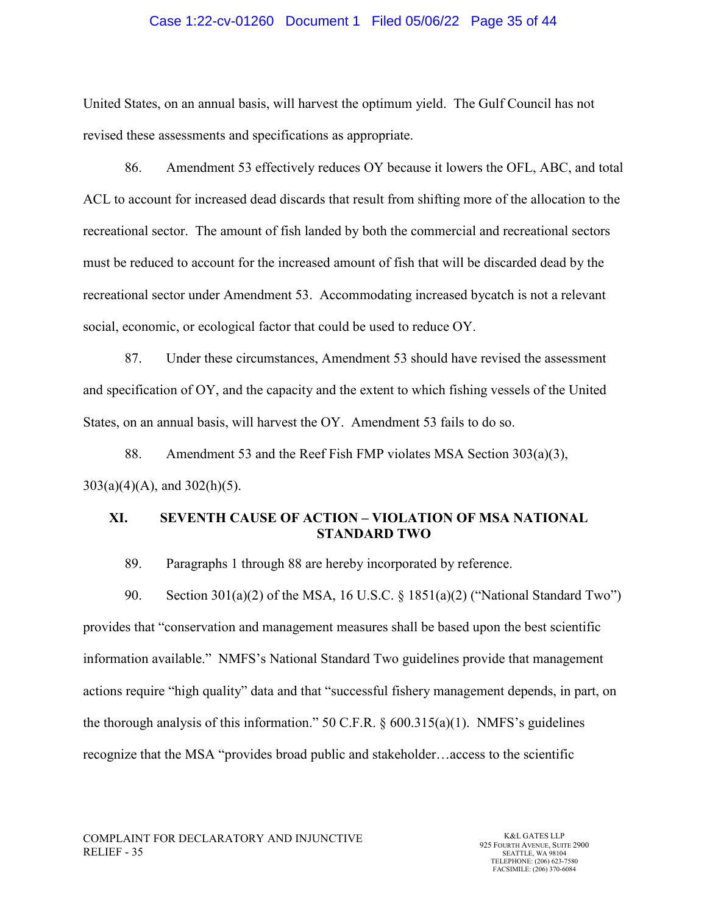United States, on an annual basis, will harvest the optimum yield. The Gulf Council has not revised these assessments and specifications as appropriate.

86. Amendment 53 effectively reduces OY because it lowers the OFL, ABC, and total ACL to account for increased dead discards that result from shifting more of the allocation to the recreational sector. The amount of fish landed by both the commercial and recreational sectors must be reduced to account for the increased amount of fish that will be discarded dead by the recreational sector under Amendment 53. Accommodating increased bycatch is not a relevant social, economic, or ecological factor that could be used to reduce OY.

87. Under these circumstances, Amendment 53 should have revised the assessment and specification of OY, and the capacity and the extent to which fishing vessels of the United States, on an annual basis, will harvest the OY. Amendment 53 fails to do so.

88. Amendment 53 and the Reef Fish FMP violates MSA Section 303(a)(3), 303(a)(4)(A), and 302(h)(5).

## XI. SEVENTH CAUSE OF ACTION – VIOLATION OF MSA NATIONAL STANDARD TWO

89. Paragraphs 1 through 88 are hereby incorporated by reference.

90. Section 301(a)(2) of the MSA, 16 U.S.C. § 1851(a)(2) ("National Standard Two") provides that "conservation and management measures shall be based upon the best scientific information available." NMFS's National Standard Two guidelines provide that management actions require "high quality" data and that "successful fishery management depends, in part, on the thorough analysis of this information." 50 C.F.R. § 600.315(a)(1). NMFS's guidelines recognize that the MSA "provides broad public and stakeholder…access to the scientific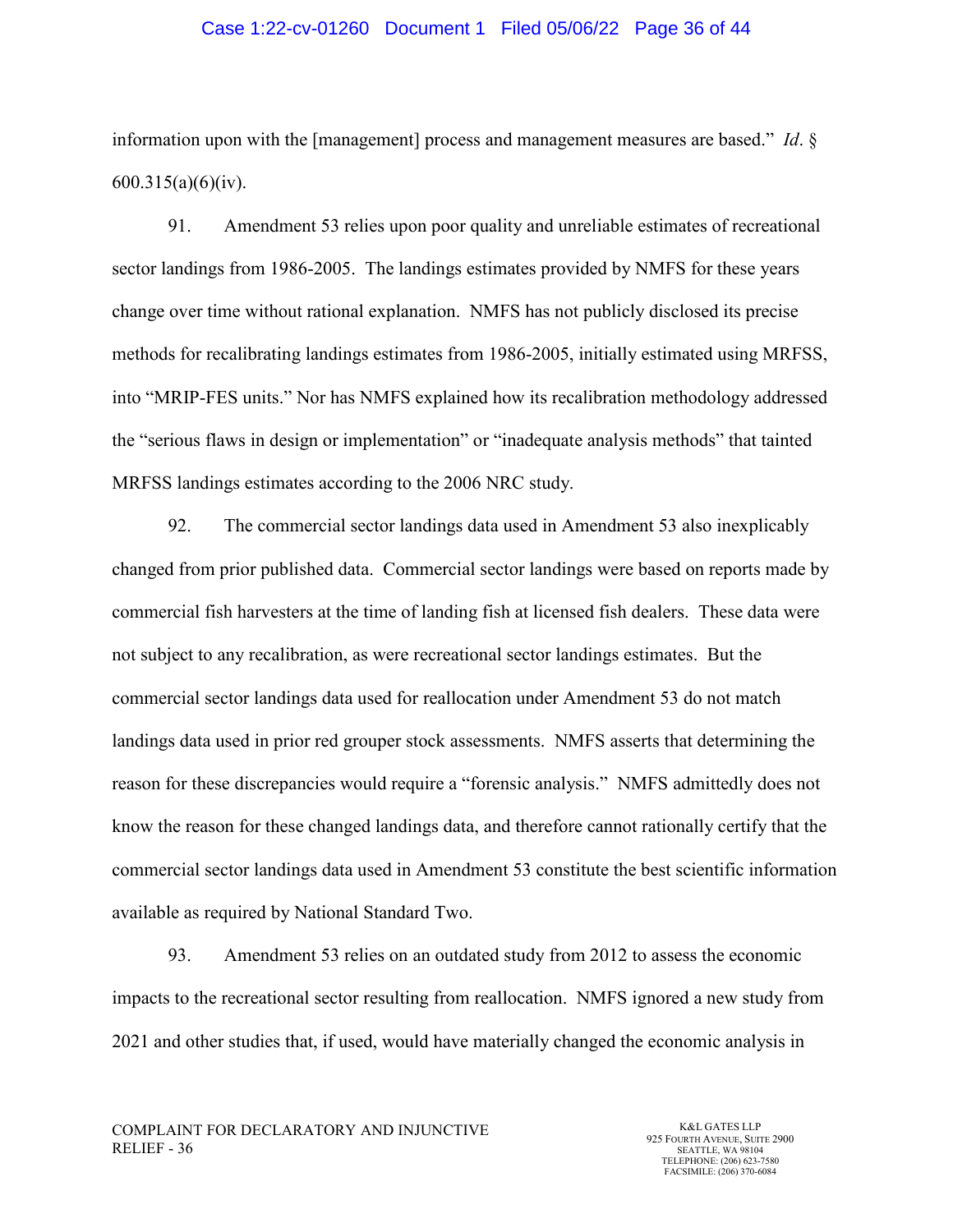information upon with the [management] process and management measures are based." *Id*. § 600.315(a)(6)(iv).

91. Amendment 53 relies upon poor quality and unreliable estimates of recreational sector landings from 1986-2005. The landings estimates provided by NMFS for these years change over time without rational explanation. NMFS has not publicly disclosed its precise methods for recalibrating landings estimates from 1986-2005, initially estimated using MRFSS, into "MRIP-FES units." Nor has NMFS explained how its recalibration methodology addressed the "serious flaws in design or implementation" or "inadequate analysis methods" that tainted MRFSS landings estimates according to the 2006 NRC study.

92. The commercial sector landings data used in Amendment 53 also inexplicably changed from prior published data. Commercial sector landings were based on reports made by commercial fish harvesters at the time of landing fish at licensed fish dealers. These data were not subject to any recalibration, as were recreational sector landings estimates. But the commercial sector landings data used for reallocation under Amendment 53 do not match landings data used in prior red grouper stock assessments. NMFS asserts that determining the reason for these discrepancies would require a "forensic analysis." NMFS admittedly does not know the reason for these changed landings data, and therefore cannot rationally certify that the commercial sector landings data used in Amendment 53 constitute the best scientific information available as required by National Standard Two.

93. Amendment 53 relies on an outdated study from 2012 to assess the economic impacts to the recreational sector resulting from reallocation. NMFS ignored a new study from 2021 and other studies that, if used, would have materially changed the economic analysis in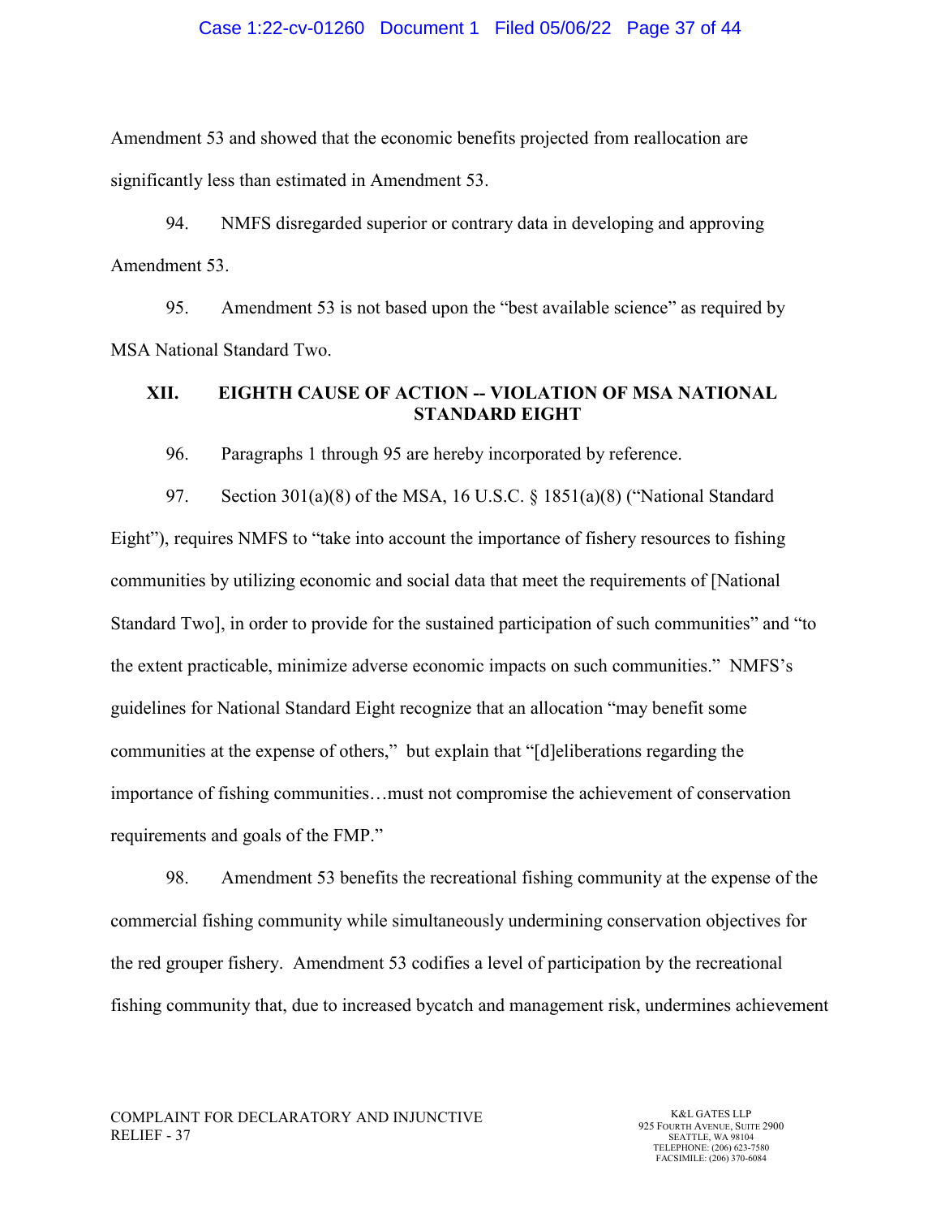Amendment 53 and showed that the economic benefits projected from reallocation are significantly less than estimated in Amendment 53.

94. NMFS disregarded superior or contrary data in developing and approving Amendment 53.

95. Amendment 53 is not based upon the "best available science" as required by MSA National Standard Two.

## XII. EIGHTH CAUSE OF ACTION -- VIOLATION OF MSA NATIONAL STANDARD EIGHT

96. Paragraphs 1 through 95 are hereby incorporated by reference.

97. Section 301(a)(8) of the MSA, 16 U.S.C. § 1851(a)(8) ("National Standard Eight"), requires NMFS to "take into account the importance of fishery resources to fishing communities by utilizing economic and social data that meet the requirements of [National Standard Two], in order to provide for the sustained participation of such communities" and "to the extent practicable, minimize adverse economic impacts on such communities." NMFS's guidelines for National Standard Eight recognize that an allocation "may benefit some communities at the expense of others," but explain that "[d]eliberations regarding the importance of fishing communities…must not compromise the achievement of conservation requirements and goals of the FMP."

98. Amendment 53 benefits the recreational fishing community at the expense of the commercial fishing community while simultaneously undermining conservation objectives for the red grouper fishery. Amendment 53 codifies a level of participation by the recreational fishing community that, due to increased bycatch and management risk, undermines achievement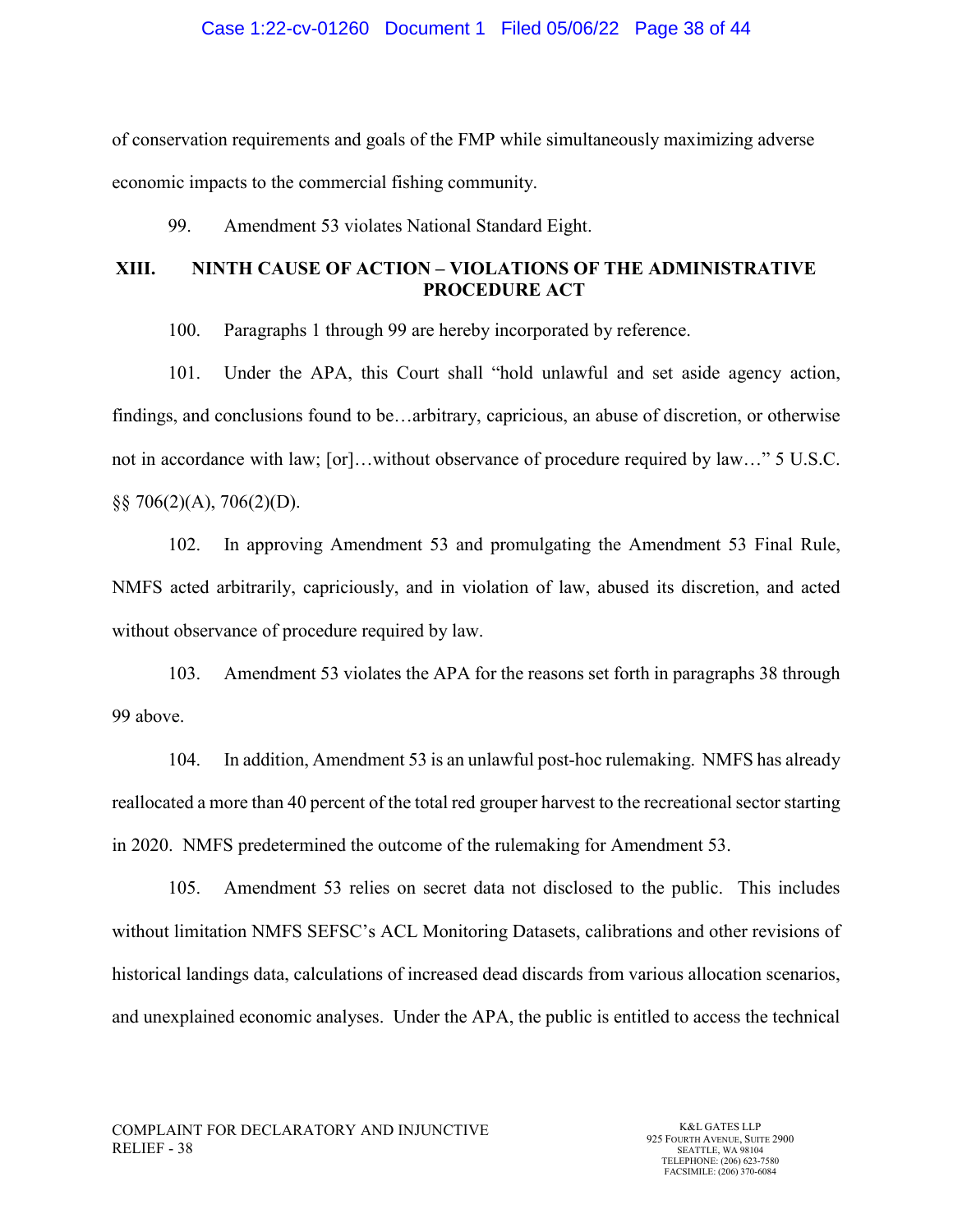of conservation requirements and goals of the FMP while simultaneously maximizing adverse economic impacts to the commercial fishing community.

99. Amendment 53 violates National Standard Eight.

## XIII. NINTH CAUSE OF ACTION – VIOLATIONS OF THE ADMINISTRATIVE PROCEDURE ACT

100. Paragraphs 1 through 99 are hereby incorporated by reference.

101. Under the APA, this Court shall "hold unlawful and set aside agency action, findings, and conclusions found to be…arbitrary, capricious, an abuse of discretion, or otherwise not in accordance with law; [or]…without observance of procedure required by law…" 5 U.S.C. §§ 706(2)(A), 706(2)(D).

102. In approving Amendment 53 and promulgating the Amendment 53 Final Rule, NMFS acted arbitrarily, capriciously, and in violation of law, abused its discretion, and acted without observance of procedure required by law.

103. Amendment 53 violates the APA for the reasons set forth in paragraphs 38 through 99 above.

104. In addition, Amendment 53 is an unlawful post-hoc rulemaking. NMFS has already reallocated a more than 40 percent of the total red grouper harvest to the recreational sector starting in 2020. NMFS predetermined the outcome of the rulemaking for Amendment 53.

105. Amendment 53 relies on secret data not disclosed to the public. This includes without limitation NMFS SEFSC's ACL Monitoring Datasets, calibrations and other revisions of historical landings data, calculations of increased dead discards from various allocation scenarios, and unexplained economic analyses. Under the APA, the public is entitled to access the technical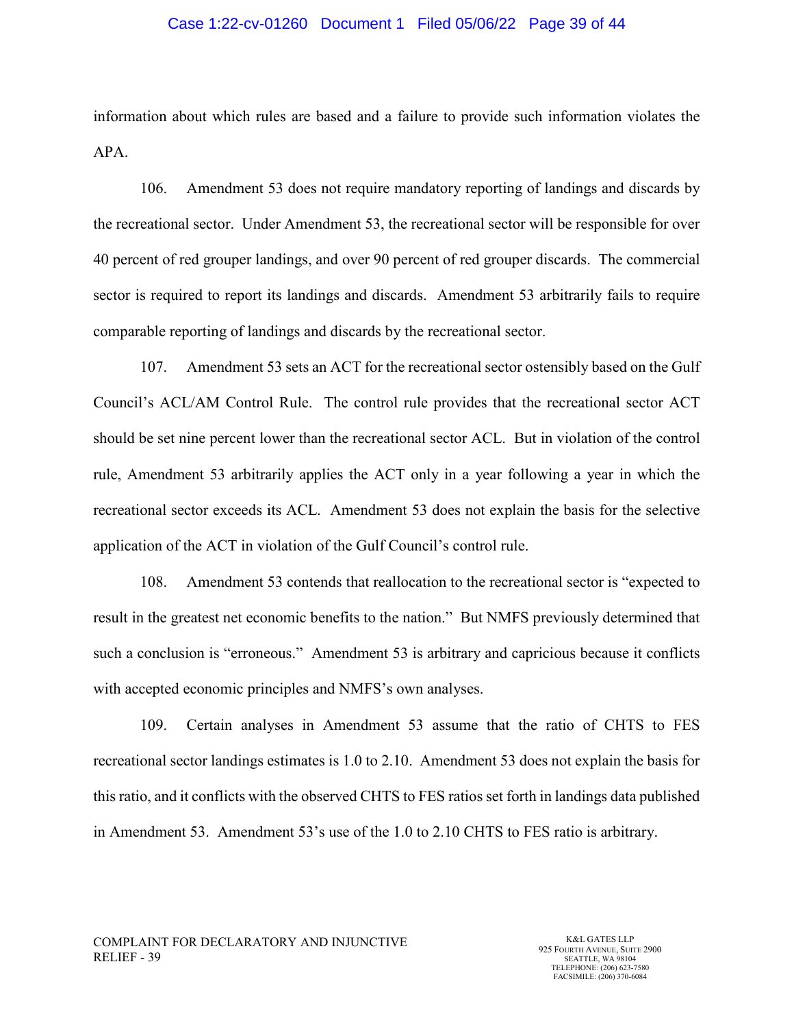information about which rules are based and a failure to provide such information violates the APA.

106. Amendment 53 does not require mandatory reporting of landings and discards by the recreational sector. Under Amendment 53, the recreational sector will be responsible for over 40 percent of red grouper landings, and over 90 percent of red grouper discards. The commercial sector is required to report its landings and discards. Amendment 53 arbitrarily fails to require comparable reporting of landings and discards by the recreational sector.

107. Amendment 53 sets an ACT for the recreational sector ostensibly based on the Gulf Council's ACL/AM Control Rule. The control rule provides that the recreational sector ACT should be set nine percent lower than the recreational sector ACL. But in violation of the control rule, Amendment 53 arbitrarily applies the ACT only in a year following a year in which the recreational sector exceeds its ACL. Amendment 53 does not explain the basis for the selective application of the ACT in violation of the Gulf Council's control rule.

108. Amendment 53 contends that reallocation to the recreational sector is "expected to result in the greatest net economic benefits to the nation." But NMFS previously determined that such a conclusion is "erroneous." Amendment 53 is arbitrary and capricious because it conflicts with accepted economic principles and NMFS's own analyses.

109. Certain analyses in Amendment 53 assume that the ratio of CHTS to FES recreational sector landings estimates is 1.0 to 2.10. Amendment 53 does not explain the basis for this ratio, and it conflicts with the observed CHTS to FES ratios set forth in landings data published in Amendment 53. Amendment 53's use of the 1.0 to 2.10 CHTS to FES ratio is arbitrary.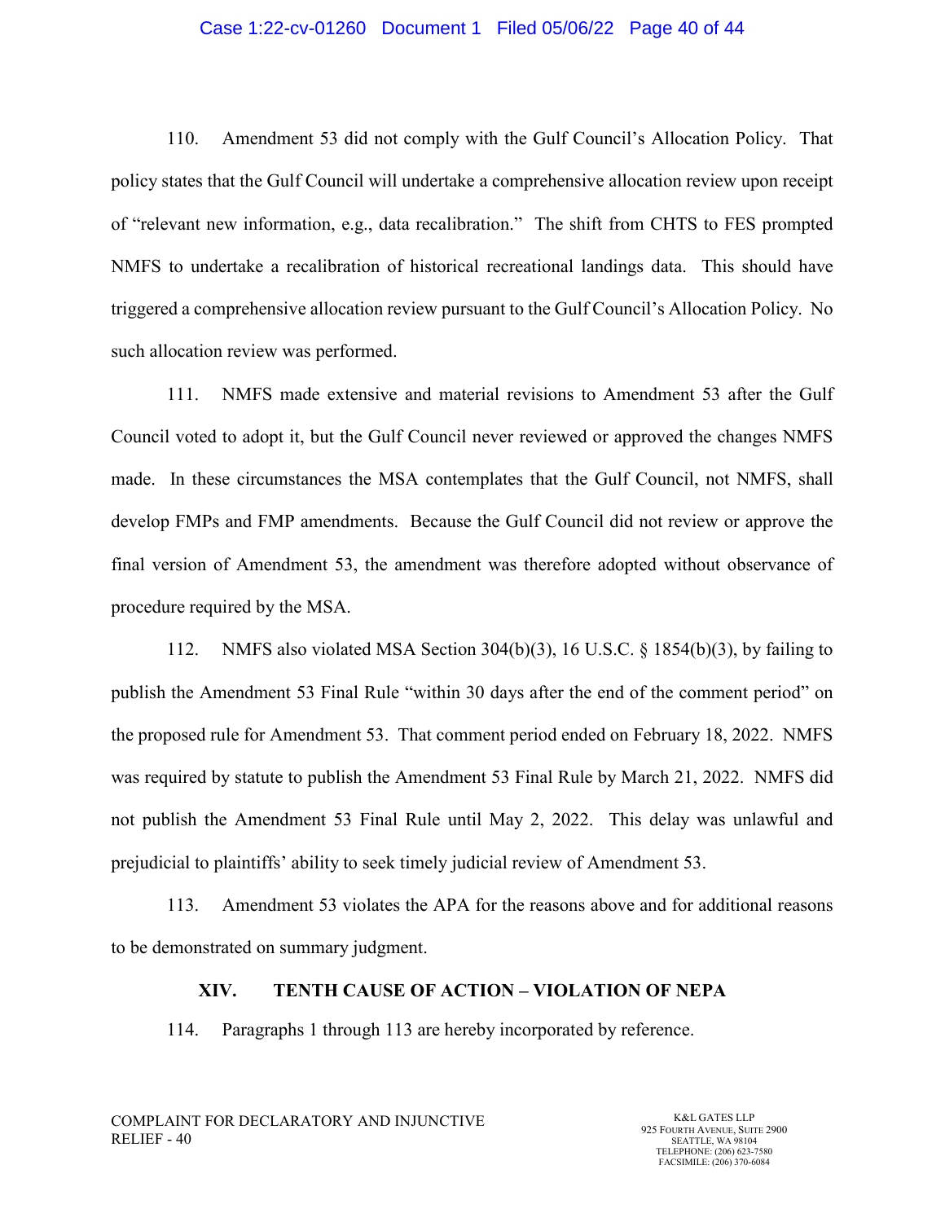110. Amendment 53 did not comply with the Gulf Council's Allocation Policy. That policy states that the Gulf Council will undertake a comprehensive allocation review upon receipt of "relevant new information, e.g., data recalibration." The shift from CHTS to FES prompted NMFS to undertake a recalibration of historical recreational landings data. This should have triggered a comprehensive allocation review pursuant to the Gulf Council's Allocation Policy. No such allocation review was performed.

111. NMFS made extensive and material revisions to Amendment 53 after the Gulf Council voted to adopt it, but the Gulf Council never reviewed or approved the changes NMFS made. In these circumstances the MSA contemplates that the Gulf Council, not NMFS, shall develop FMPs and FMP amendments. Because the Gulf Council did not review or approve the final version of Amendment 53, the amendment was therefore adopted without observance of procedure required by the MSA.

112. NMFS also violated MSA Section 304(b)(3), 16 U.S.C. § 1854(b)(3), by failing to publish the Amendment 53 Final Rule "within 30 days after the end of the comment period" on the proposed rule for Amendment 53. That comment period ended on February 18, 2022. NMFS was required by statute to publish the Amendment 53 Final Rule by March 21, 2022. NMFS did not publish the Amendment 53 Final Rule until May 2, 2022. This delay was unlawful and prejudicial to plaintiffs' ability to seek timely judicial review of Amendment 53.

113. Amendment 53 violates the APA for the reasons above and for additional reasons to be demonstrated on summary judgment.

## XIV. TENTH CAUSE OF ACTION – VIOLATION OF NEPA

114. Paragraphs 1 through 113 are hereby incorporated by reference.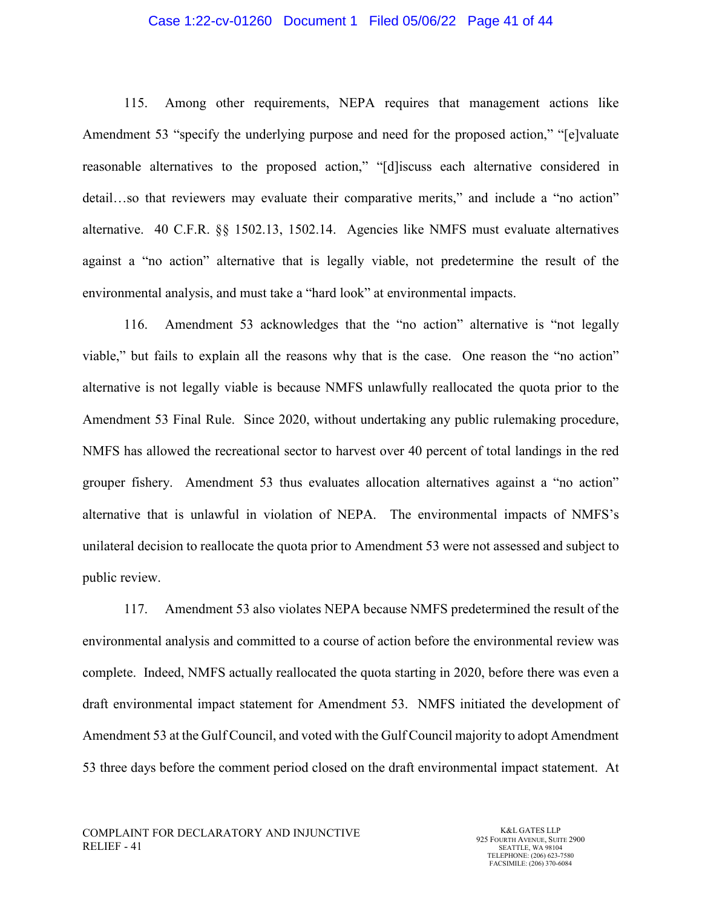115. Among other requirements, NEPA requires that management actions like Amendment 53 "specify the underlying purpose and need for the proposed action," "[e]valuate reasonable alternatives to the proposed action," "[d]iscuss each alternative considered in detail…so that reviewers may evaluate their comparative merits," and include a "no action" alternative. 40 C.F.R. §§ 1502.13, 1502.14. Agencies like NMFS must evaluate alternatives against a "no action" alternative that is legally viable, not predetermine the result of the environmental analysis, and must take a "hard look" at environmental impacts.

116. Amendment 53 acknowledges that the "no action" alternative is "not legally viable," but fails to explain all the reasons why that is the case. One reason the "no action" alternative is not legally viable is because NMFS unlawfully reallocated the quota prior to the Amendment 53 Final Rule. Since 2020, without undertaking any public rulemaking procedure, NMFS has allowed the recreational sector to harvest over 40 percent of total landings in the red grouper fishery. Amendment 53 thus evaluates allocation alternatives against a "no action" alternative that is unlawful in violation of NEPA. The environmental impacts of NMFS's unilateral decision to reallocate the quota prior to Amendment 53 were not assessed and subject to public review.

117. Amendment 53 also violates NEPA because NMFS predetermined the result of the environmental analysis and committed to a course of action before the environmental review was complete. Indeed, NMFS actually reallocated the quota starting in 2020, before there was even a draft environmental impact statement for Amendment 53. NMFS initiated the development of Amendment 53 at the Gulf Council, and voted with the Gulf Council majority to adopt Amendment 53 three days before the comment period closed on the draft environmental impact statement. At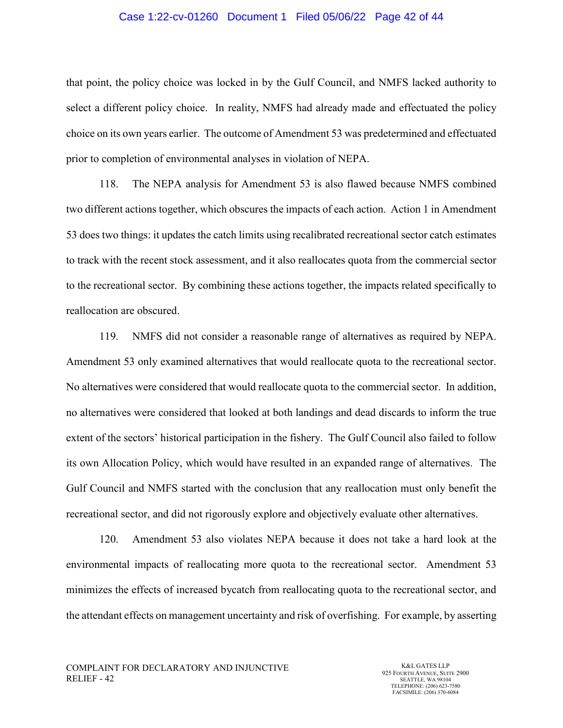that point, the policy choice was locked in by the Gulf Council, and NMFS lacked authority to select a different policy choice. In reality, NMFS had already made and effectuated the policy choice on its own years earlier. The outcome of Amendment 53 was predetermined and effectuated prior to completion of environmental analyses in violation of NEPA.

118. The NEPA analysis for Amendment 53 is also flawed because NMFS combined two different actions together, which obscures the impacts of each action. Action 1 in Amendment 53 does two things: it updates the catch limits using recalibrated recreational sector catch estimates to track with the recent stock assessment, and it also reallocates quota from the commercial sector to the recreational sector. By combining these actions together, the impacts related specifically to reallocation are obscured.

119. NMFS did not consider a reasonable range of alternatives as required by NEPA. Amendment 53 only examined alternatives that would reallocate quota to the recreational sector. No alternatives were considered that would reallocate quota to the commercial sector. In addition, no alternatives were considered that looked at both landings and dead discards to inform the true extent of the sectors' historical participation in the fishery. The Gulf Council also failed to follow its own Allocation Policy, which would have resulted in an expanded range of alternatives. The Gulf Council and NMFS started with the conclusion that any reallocation must only benefit the recreational sector, and did not rigorously explore and objectively evaluate other alternatives.

120. Amendment 53 also violates NEPA because it does not take a hard look at the environmental impacts of reallocating more quota to the recreational sector. Amendment 53 minimizes the effects of increased bycatch from reallocating quota to the recreational sector, and the attendant effects on management uncertainty and risk of overfishing. For example, by asserting

COMPLAINT FOR DECLARATORY AND INJUNCTIVE RELIEF - 42

K&L GATES LLP
925 FOURTH AVENUE, SUITE 2900
SEATTLE, WA 98104
TELEPHONE: (206) 623-7580
FACSIMILE: (206) 370-6084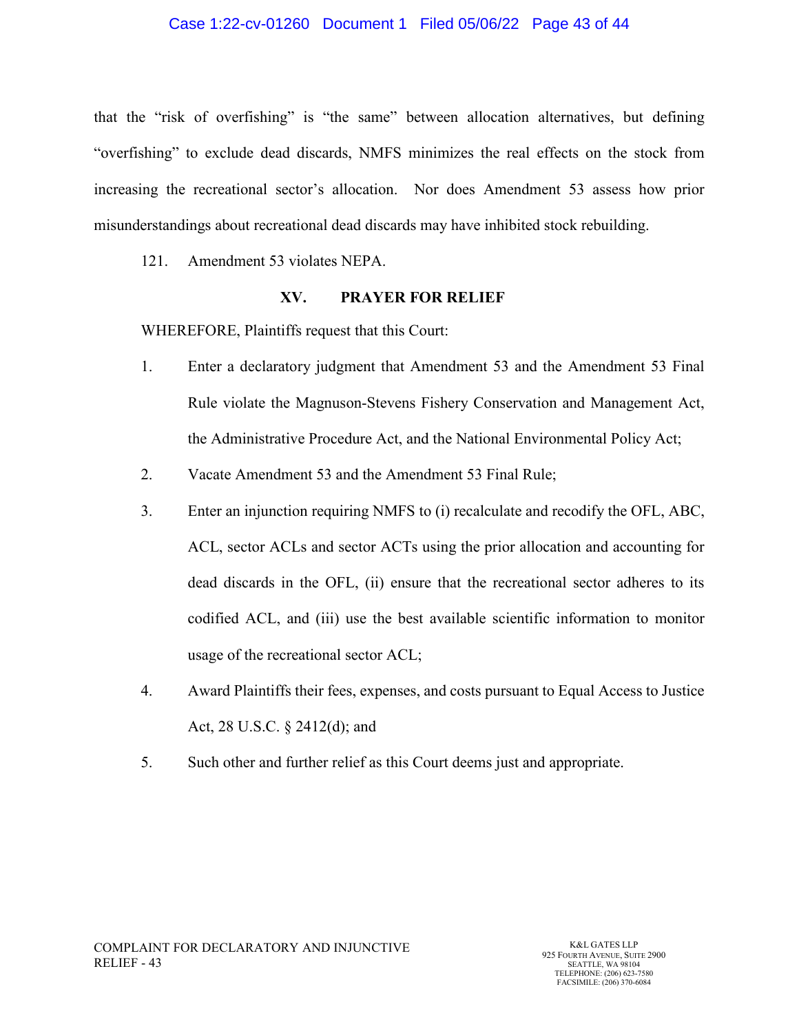that the "risk of overfishing" is "the same" between allocation alternatives, but defining "overfishing" to exclude dead discards, NMFS minimizes the real effects on the stock from increasing the recreational sector's allocation. Nor does Amendment 53 assess how prior misunderstandings about recreational dead discards may have inhibited stock rebuilding.

121. Amendment 53 violates NEPA.

## XV. PRAYER FOR RELIEF

WHEREFORE, Plaintiffs request that this Court:

1. Enter a declaratory judgment that Amendment 53 and the Amendment 53 Final Rule violate the Magnuson-Stevens Fishery Conservation and Management Act, the Administrative Procedure Act, and the National Environmental Policy Act;

2. Vacate Amendment 53 and the Amendment 53 Final Rule;

3. Enter an injunction requiring NMFS to (i) recalculate and recodify the OFL, ABC, ACL, sector ACLs and sector ACTs using the prior allocation and accounting for dead discards in the OFL, (ii) ensure that the recreational sector adheres to its codified ACL, and (iii) use the best available scientific information to monitor usage of the recreational sector ACL;

4. Award Plaintiffs their fees, expenses, and costs pursuant to Equal Access to Justice Act, 28 U.S.C. § 2412(d); and

5. Such other and further relief as this Court deems just and appropriate.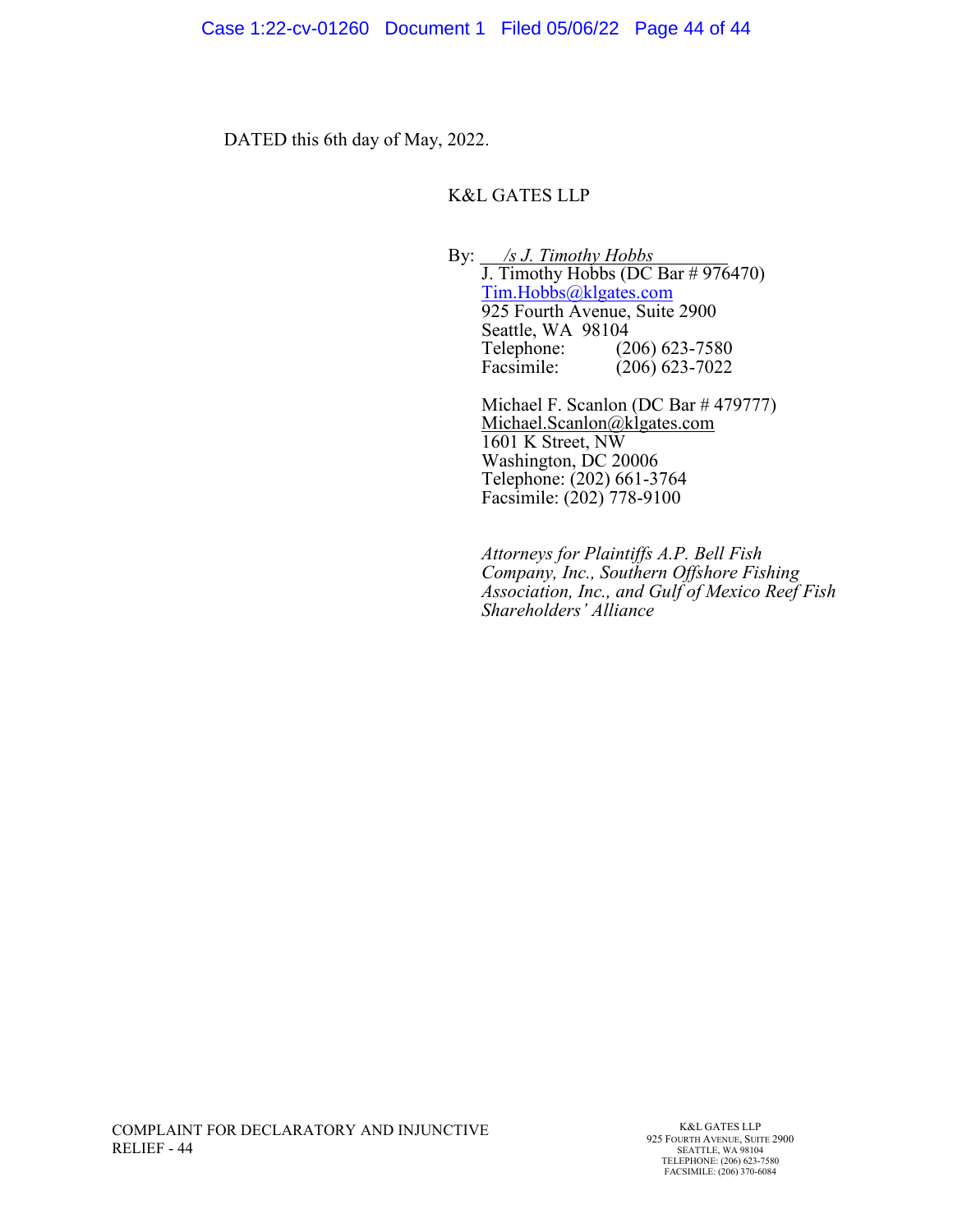DATED this 6th day of May, 2022.

K&L GATES LLP

By: *  /s J. Timothy Hobbs*  
J. Timothy Hobbs (DC Bar # 976470)  
Tim.Hobbs@klgates.com  
925 Fourth Avenue, Suite 2900  
Seattle, WA 98104  
Telephone: (206) 623-7580  
Facsimile: (206) 623-7022

Michael F. Scanlon (DC Bar # 479777)  
Michael.Scanlon@klgates.com  
1601 K Street, NW  
Washington, DC 20006  
Telephone: (202) 661-3764  
Facsimile: (202) 778-9100

*Attorneys for Plaintiffs A.P. Bell Fish Company, Inc., Southern Offshore Fishing Association, Inc., and Gulf of Mexico Reef Fish Shareholders' Alliance*